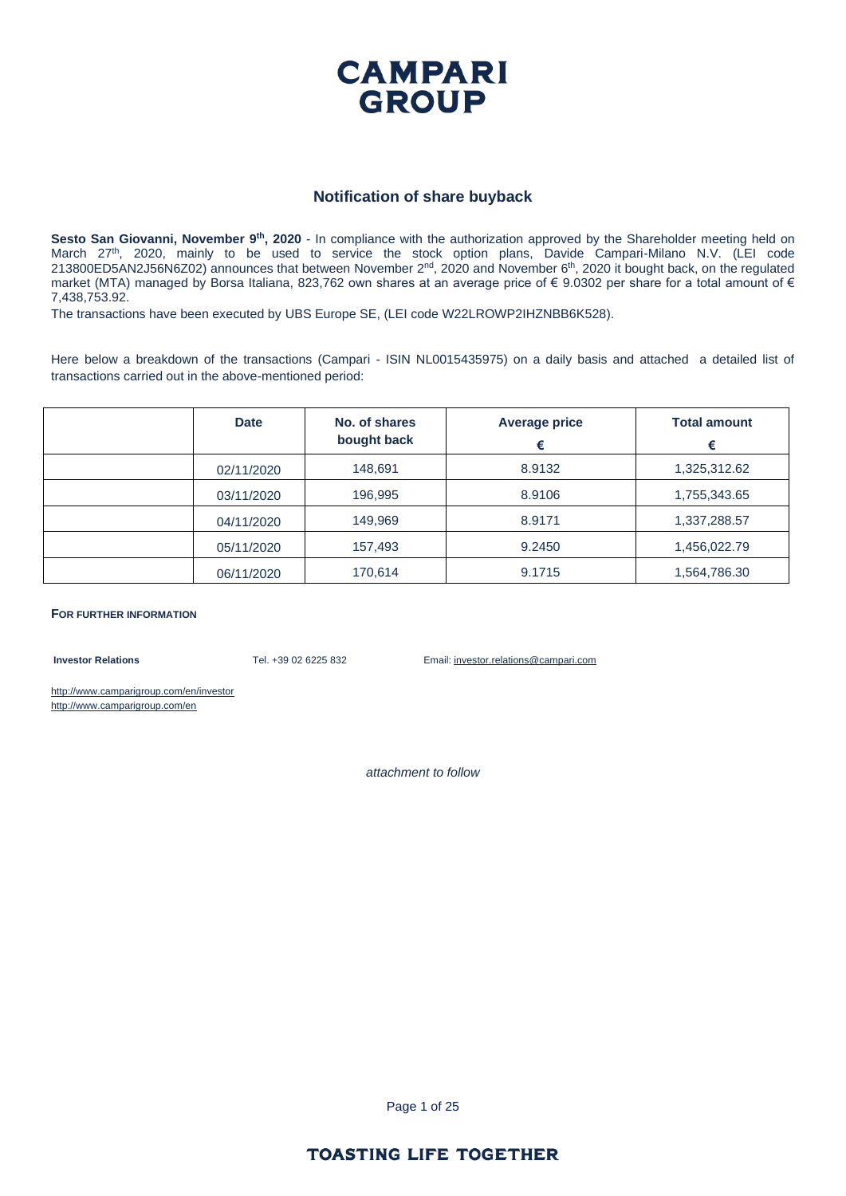**CAMPARI GROUP**

## Notification of share buyback

**Sesto San Giovanni, November 9th, 2020** - In compliance with the authorization approved by the Shareholder meeting held on March 27th, 2020, mainly to be used to service the stock option plans, Davide Campari-Milano N.V. (LEI code 213800ED5AN2J56N6Z02) announces that between November 2nd, 2020 and November 6th, 2020 it bought back, on the regulated market (MTA) managed by Borsa Italiana, 823,762 own shares at an average price of € 9.0302 per share for a total amount of € 7,438,753.92.

The transactions have been executed by UBS Europe SE, (LEI code W22LROWP2IHZNBB6K528).

Here below a breakdown of the transactions (Campari - ISIN NL0015435975) on a daily basis and attached a detailed list of transactions carried out in the above-mentioned period:

| | Date | No. of shares bought back | Average price € | Total amount € |
|---|---|---|---|---|
| | 02/11/2020 | 148,691 | 8.9132 | 1,325,312.62 |
| | 03/11/2020 | 196,995 | 8.9106 | 1,755,343.65 |
| | 04/11/2020 | 149,969 | 8.9171 | 1,337,288.57 |
| | 05/11/2020 | 157,493 | 9.2450 | 1,456,022.79 |
| | 06/11/2020 | 170,614 | 9.1715 | 1,564,786.30 |

**FOR FURTHER INFORMATION**

**Investor Relations** Tel. +39 02 6225 832 Email: investor.relations@campari.com

http://www.camparigroup.com/en/investor
http://www.camparigroup.com/en

*attachment to follow*

**TOASTING LIFE TOGETHER**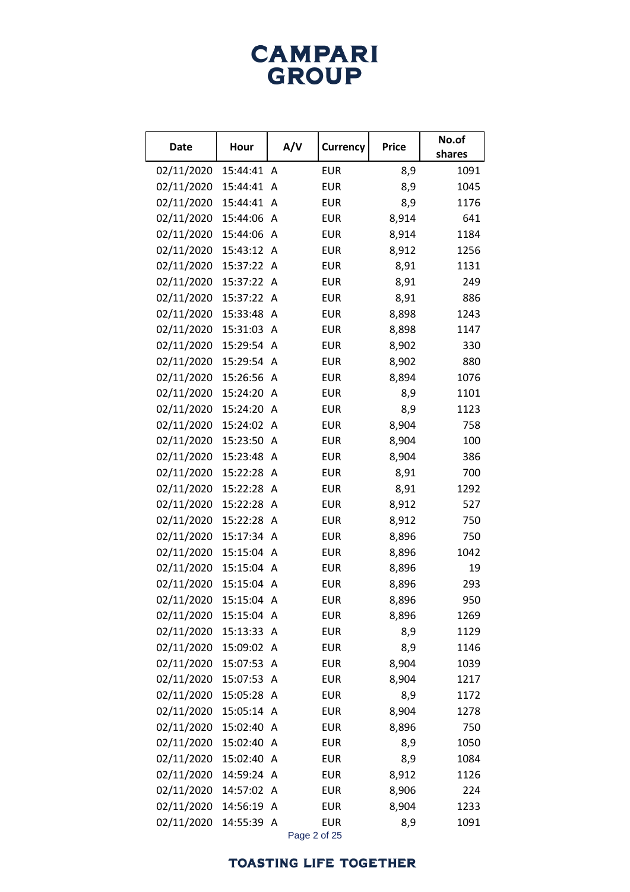# CAMPARI GROUP

| Date | Hour | A/V | Currency | Price | No.of shares |
|---|---|---|---|---|---|
| 02/11/2020 | 15:44:41 | A | EUR | 8,9 | 1091 |
| 02/11/2020 | 15:44:41 | A | EUR | 8,9 | 1045 |
| 02/11/2020 | 15:44:41 | A | EUR | 8,9 | 1176 |
| 02/11/2020 | 15:44:06 | A | EUR | 8,914 | 641 |
| 02/11/2020 | 15:44:06 | A | EUR | 8,914 | 1184 |
| 02/11/2020 | 15:43:12 | A | EUR | 8,912 | 1256 |
| 02/11/2020 | 15:37:22 | A | EUR | 8,91 | 1131 |
| 02/11/2020 | 15:37:22 | A | EUR | 8,91 | 249 |
| 02/11/2020 | 15:37:22 | A | EUR | 8,91 | 886 |
| 02/11/2020 | 15:33:48 | A | EUR | 8,898 | 1243 |
| 02/11/2020 | 15:31:03 | A | EUR | 8,898 | 1147 |
| 02/11/2020 | 15:29:54 | A | EUR | 8,902 | 330 |
| 02/11/2020 | 15:29:54 | A | EUR | 8,902 | 880 |
| 02/11/2020 | 15:26:56 | A | EUR | 8,894 | 1076 |
| 02/11/2020 | 15:24:20 | A | EUR | 8,9 | 1101 |
| 02/11/2020 | 15:24:20 | A | EUR | 8,9 | 1123 |
| 02/11/2020 | 15:24:02 | A | EUR | 8,904 | 758 |
| 02/11/2020 | 15:23:50 | A | EUR | 8,904 | 100 |
| 02/11/2020 | 15:23:48 | A | EUR | 8,904 | 386 |
| 02/11/2020 | 15:22:28 | A | EUR | 8,91 | 700 |
| 02/11/2020 | 15:22:28 | A | EUR | 8,91 | 1292 |
| 02/11/2020 | 15:22:28 | A | EUR | 8,912 | 527 |
| 02/11/2020 | 15:22:28 | A | EUR | 8,912 | 750 |
| 02/11/2020 | 15:17:34 | A | EUR | 8,896 | 750 |
| 02/11/2020 | 15:15:04 | A | EUR | 8,896 | 1042 |
| 02/11/2020 | 15:15:04 | A | EUR | 8,896 | 19 |
| 02/11/2020 | 15:15:04 | A | EUR | 8,896 | 293 |
| 02/11/2020 | 15:15:04 | A | EUR | 8,896 | 950 |
| 02/11/2020 | 15:15:04 | A | EUR | 8,896 | 1269 |
| 02/11/2020 | 15:13:33 | A | EUR | 8,9 | 1129 |
| 02/11/2020 | 15:09:02 | A | EUR | 8,9 | 1146 |
| 02/11/2020 | 15:07:53 | A | EUR | 8,904 | 1039 |
| 02/11/2020 | 15:07:53 | A | EUR | 8,904 | 1217 |
| 02/11/2020 | 15:05:28 | A | EUR | 8,9 | 1172 |
| 02/11/2020 | 15:05:14 | A | EUR | 8,904 | 1278 |
| 02/11/2020 | 15:02:40 | A | EUR | 8,896 | 750 |
| 02/11/2020 | 15:02:40 | A | EUR | 8,9 | 1050 |
| 02/11/2020 | 15:02:40 | A | EUR | 8,9 | 1084 |
| 02/11/2020 | 14:59:24 | A | EUR | 8,912 | 1126 |
| 02/11/2020 | 14:57:02 | A | EUR | 8,906 | 224 |
| 02/11/2020 | 14:56:19 | A | EUR | 8,904 | 1233 |
| 02/11/2020 | 14:55:39 | A | EUR | 8,9 | 1091 |

TOASTING LIFE TOGETHER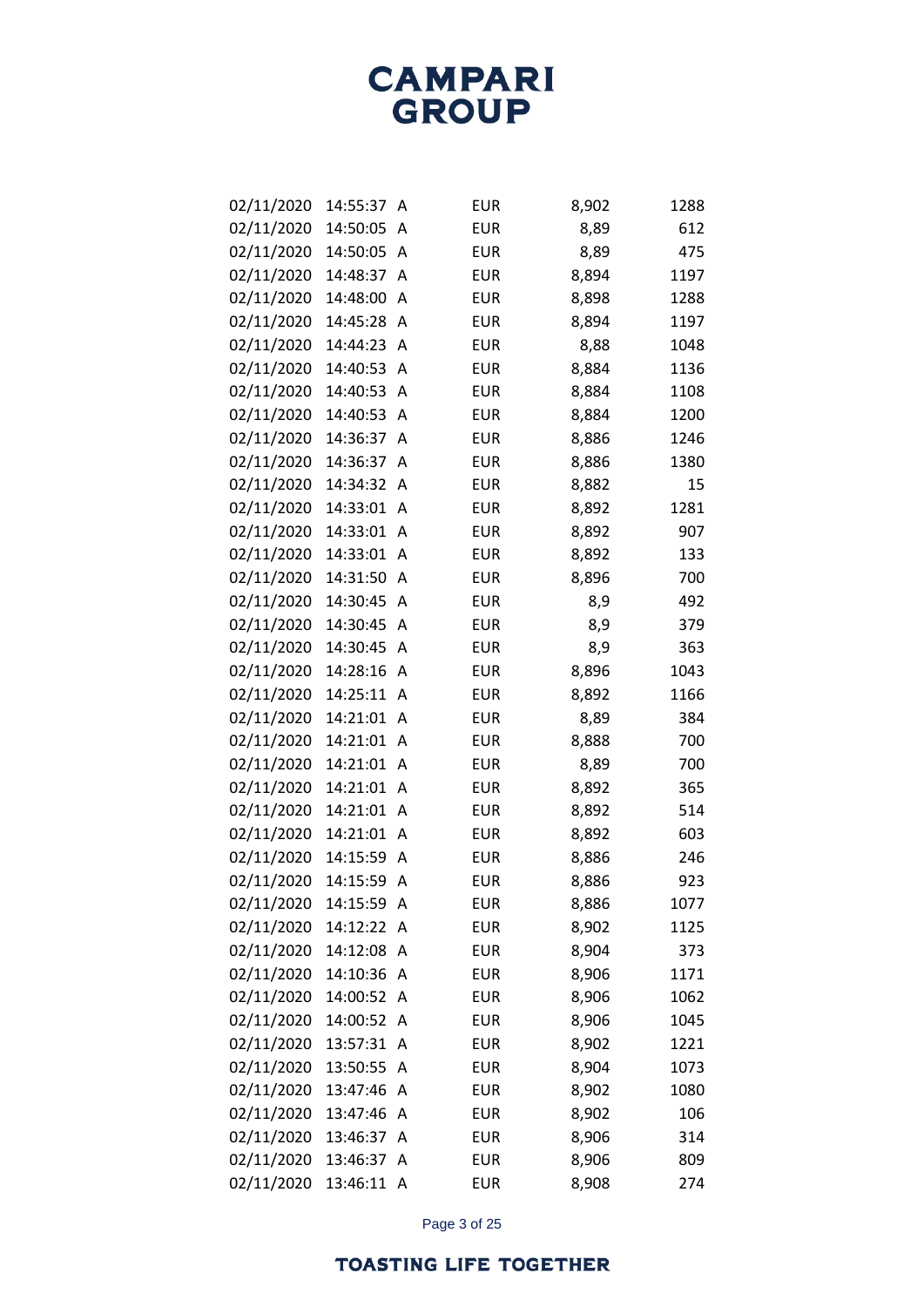| | | | | | |
|---|---|---|---|---|---|
| 02/11/2020 | 14:55:37 | A | EUR | 8,902 | 1288 |
| 02/11/2020 | 14:50:05 | A | EUR | 8,89 | 612 |
| 02/11/2020 | 14:50:05 | A | EUR | 8,89 | 475 |
| 02/11/2020 | 14:48:37 | A | EUR | 8,894 | 1197 |
| 02/11/2020 | 14:48:00 | A | EUR | 8,898 | 1288 |
| 02/11/2020 | 14:45:28 | A | EUR | 8,894 | 1197 |
| 02/11/2020 | 14:44:23 | A | EUR | 8,88 | 1048 |
| 02/11/2020 | 14:40:53 | A | EUR | 8,884 | 1136 |
| 02/11/2020 | 14:40:53 | A | EUR | 8,884 | 1108 |
| 02/11/2020 | 14:40:53 | A | EUR | 8,884 | 1200 |
| 02/11/2020 | 14:36:37 | A | EUR | 8,886 | 1246 |
| 02/11/2020 | 14:36:37 | A | EUR | 8,886 | 1380 |
| 02/11/2020 | 14:34:32 | A | EUR | 8,882 | 15 |
| 02/11/2020 | 14:33:01 | A | EUR | 8,892 | 1281 |
| 02/11/2020 | 14:33:01 | A | EUR | 8,892 | 907 |
| 02/11/2020 | 14:33:01 | A | EUR | 8,892 | 133 |
| 02/11/2020 | 14:31:50 | A | EUR | 8,896 | 700 |
| 02/11/2020 | 14:30:45 | A | EUR | 8,9 | 492 |
| 02/11/2020 | 14:30:45 | A | EUR | 8,9 | 379 |
| 02/11/2020 | 14:30:45 | A | EUR | 8,9 | 363 |
| 02/11/2020 | 14:28:16 | A | EUR | 8,896 | 1043 |
| 02/11/2020 | 14:25:11 | A | EUR | 8,892 | 1166 |
| 02/11/2020 | 14:21:01 | A | EUR | 8,89 | 384 |
| 02/11/2020 | 14:21:01 | A | EUR | 8,888 | 700 |
| 02/11/2020 | 14:21:01 | A | EUR | 8,89 | 700 |
| 02/11/2020 | 14:21:01 | A | EUR | 8,892 | 365 |
| 02/11/2020 | 14:21:01 | A | EUR | 8,892 | 514 |
| 02/11/2020 | 14:21:01 | A | EUR | 8,892 | 603 |
| 02/11/2020 | 14:15:59 | A | EUR | 8,886 | 246 |
| 02/11/2020 | 14:15:59 | A | EUR | 8,886 | 923 |
| 02/11/2020 | 14:15:59 | A | EUR | 8,886 | 1077 |
| 02/11/2020 | 14:12:22 | A | EUR | 8,902 | 1125 |
| 02/11/2020 | 14:12:08 | A | EUR | 8,904 | 373 |
| 02/11/2020 | 14:10:36 | A | EUR | 8,906 | 1171 |
| 02/11/2020 | 14:00:52 | A | EUR | 8,906 | 1062 |
| 02/11/2020 | 14:00:52 | A | EUR | 8,906 | 1045 |
| 02/11/2020 | 13:57:31 | A | EUR | 8,902 | 1221 |
| 02/11/2020 | 13:50:55 | A | EUR | 8,904 | 1073 |
| 02/11/2020 | 13:47:46 | A | EUR | 8,902 | 1080 |
| 02/11/2020 | 13:47:46 | A | EUR | 8,902 | 106 |
| 02/11/2020 | 13:46:37 | A | EUR | 8,906 | 314 |
| 02/11/2020 | 13:46:37 | A | EUR | 8,906 | 809 |
| 02/11/2020 | 13:46:11 | A | EUR | 8,908 | 274 |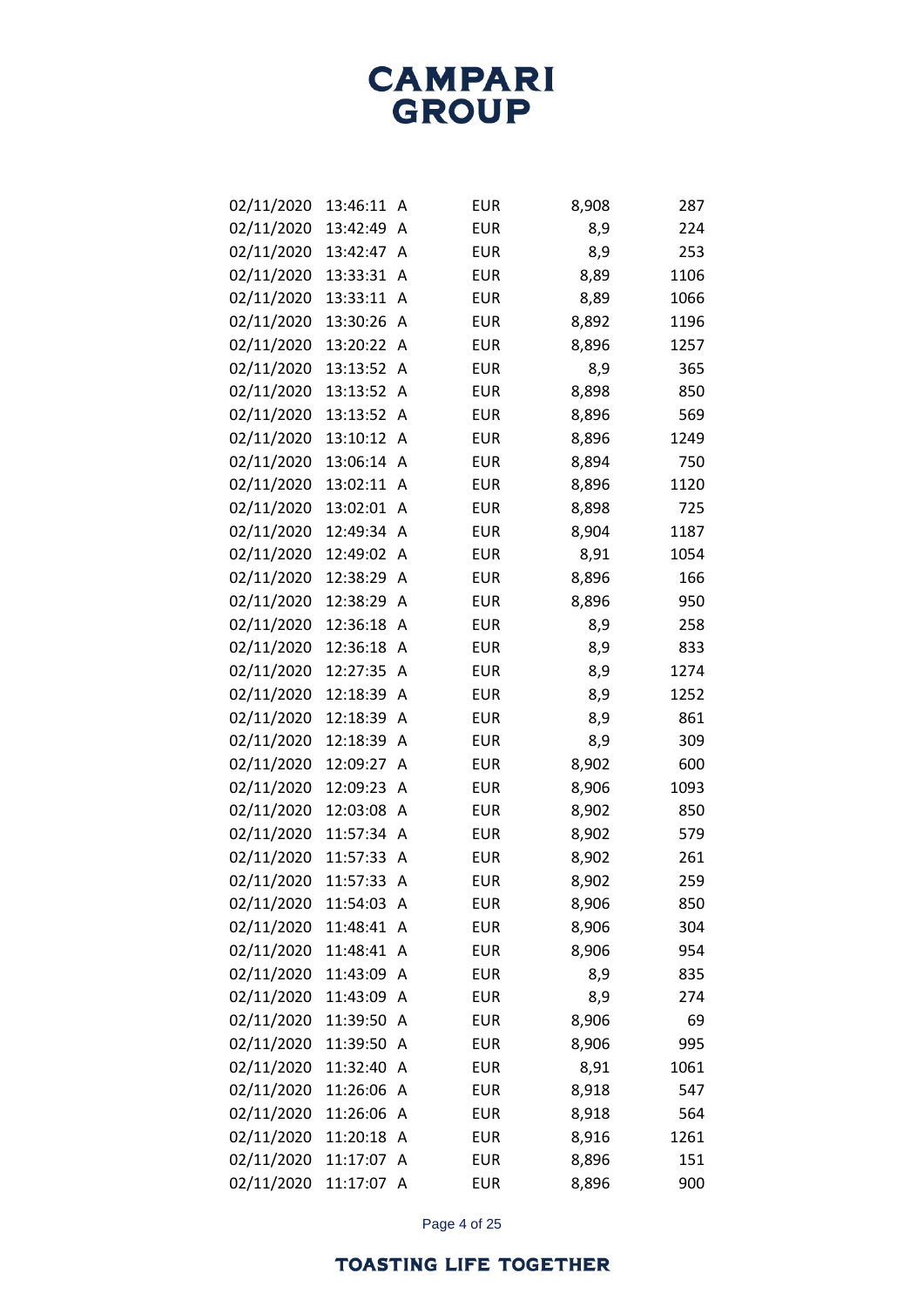| | | | | | |
|---|---|---|---|---|---|
| 02/11/2020 | 13:46:11 | A | EUR | 8,908 | 287 |
| 02/11/2020 | 13:42:49 | A | EUR | 8,9 | 224 |
| 02/11/2020 | 13:42:47 | A | EUR | 8,9 | 253 |
| 02/11/2020 | 13:33:31 | A | EUR | 8,89 | 1106 |
| 02/11/2020 | 13:33:11 | A | EUR | 8,89 | 1066 |
| 02/11/2020 | 13:30:26 | A | EUR | 8,892 | 1196 |
| 02/11/2020 | 13:20:22 | A | EUR | 8,896 | 1257 |
| 02/11/2020 | 13:13:52 | A | EUR | 8,9 | 365 |
| 02/11/2020 | 13:13:52 | A | EUR | 8,898 | 850 |
| 02/11/2020 | 13:13:52 | A | EUR | 8,896 | 569 |
| 02/11/2020 | 13:10:12 | A | EUR | 8,896 | 1249 |
| 02/11/2020 | 13:06:14 | A | EUR | 8,894 | 750 |
| 02/11/2020 | 13:02:11 | A | EUR | 8,896 | 1120 |
| 02/11/2020 | 13:02:01 | A | EUR | 8,898 | 725 |
| 02/11/2020 | 12:49:34 | A | EUR | 8,904 | 1187 |
| 02/11/2020 | 12:49:02 | A | EUR | 8,91 | 1054 |
| 02/11/2020 | 12:38:29 | A | EUR | 8,896 | 166 |
| 02/11/2020 | 12:38:29 | A | EUR | 8,896 | 950 |
| 02/11/2020 | 12:36:18 | A | EUR | 8,9 | 258 |
| 02/11/2020 | 12:36:18 | A | EUR | 8,9 | 833 |
| 02/11/2020 | 12:27:35 | A | EUR | 8,9 | 1274 |
| 02/11/2020 | 12:18:39 | A | EUR | 8,9 | 1252 |
| 02/11/2020 | 12:18:39 | A | EUR | 8,9 | 861 |
| 02/11/2020 | 12:18:39 | A | EUR | 8,9 | 309 |
| 02/11/2020 | 12:09:27 | A | EUR | 8,902 | 600 |
| 02/11/2020 | 12:09:23 | A | EUR | 8,906 | 1093 |
| 02/11/2020 | 12:03:08 | A | EUR | 8,902 | 850 |
| 02/11/2020 | 11:57:34 | A | EUR | 8,902 | 579 |
| 02/11/2020 | 11:57:33 | A | EUR | 8,902 | 261 |
| 02/11/2020 | 11:57:33 | A | EUR | 8,902 | 259 |
| 02/11/2020 | 11:54:03 | A | EUR | 8,906 | 850 |
| 02/11/2020 | 11:48:41 | A | EUR | 8,906 | 304 |
| 02/11/2020 | 11:48:41 | A | EUR | 8,906 | 954 |
| 02/11/2020 | 11:43:09 | A | EUR | 8,9 | 835 |
| 02/11/2020 | 11:43:09 | A | EUR | 8,9 | 274 |
| 02/11/2020 | 11:39:50 | A | EUR | 8,906 | 69 |
| 02/11/2020 | 11:39:50 | A | EUR | 8,906 | 995 |
| 02/11/2020 | 11:32:40 | A | EUR | 8,91 | 1061 |
| 02/11/2020 | 11:26:06 | A | EUR | 8,918 | 547 |
| 02/11/2020 | 11:26:06 | A | EUR | 8,918 | 564 |
| 02/11/2020 | 11:20:18 | A | EUR | 8,916 | 1261 |
| 02/11/2020 | 11:17:07 | A | EUR | 8,896 | 151 |
| 02/11/2020 | 11:17:07 | A | EUR | 8,896 | 900 |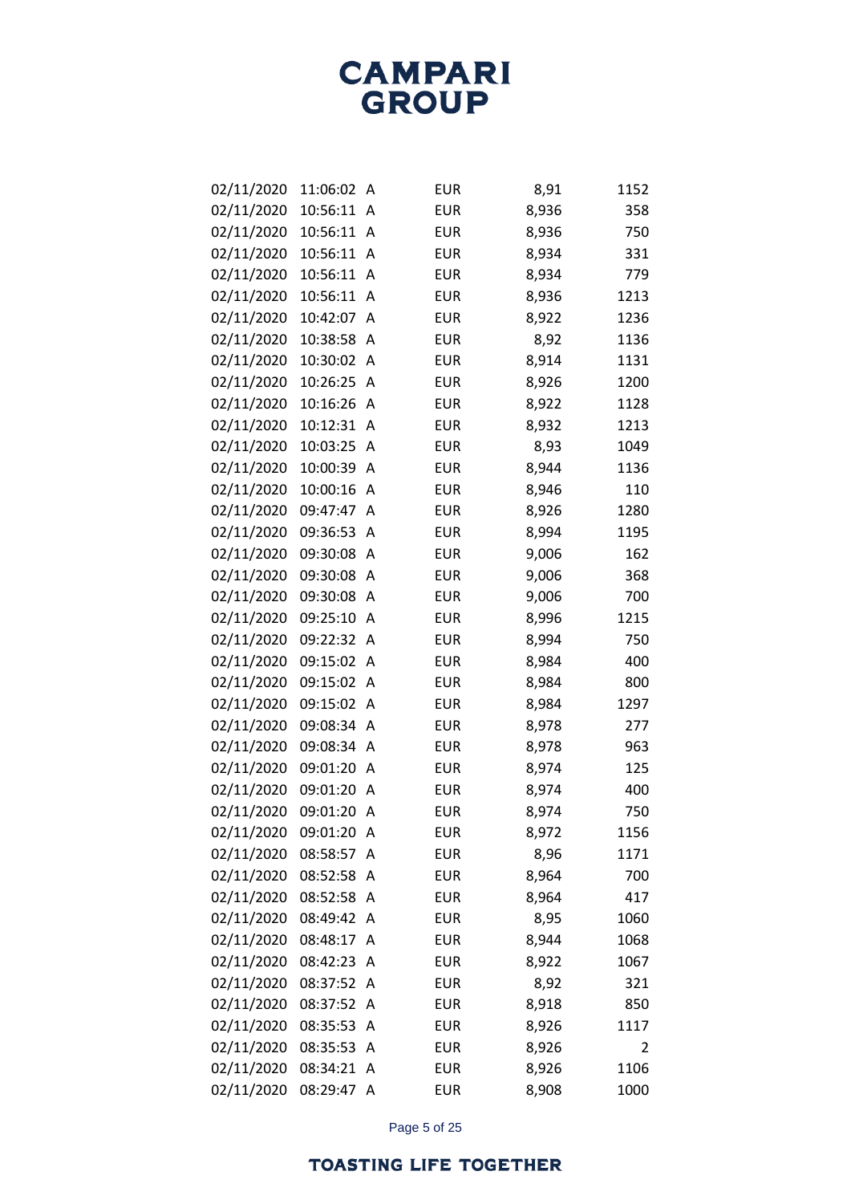| | | | | | |
|---|---|---|---|---|---|
| 02/11/2020 | 11:06:02 | A | EUR | 8,91 | 1152 |
| 02/11/2020 | 10:56:11 | A | EUR | 8,936 | 358 |
| 02/11/2020 | 10:56:11 | A | EUR | 8,936 | 750 |
| 02/11/2020 | 10:56:11 | A | EUR | 8,934 | 331 |
| 02/11/2020 | 10:56:11 | A | EUR | 8,934 | 779 |
| 02/11/2020 | 10:56:11 | A | EUR | 8,936 | 1213 |
| 02/11/2020 | 10:42:07 | A | EUR | 8,922 | 1236 |
| 02/11/2020 | 10:38:58 | A | EUR | 8,92 | 1136 |
| 02/11/2020 | 10:30:02 | A | EUR | 8,914 | 1131 |
| 02/11/2020 | 10:26:25 | A | EUR | 8,926 | 1200 |
| 02/11/2020 | 10:16:26 | A | EUR | 8,922 | 1128 |
| 02/11/2020 | 10:12:31 | A | EUR | 8,932 | 1213 |
| 02/11/2020 | 10:03:25 | A | EUR | 8,93 | 1049 |
| 02/11/2020 | 10:00:39 | A | EUR | 8,944 | 1136 |
| 02/11/2020 | 10:00:16 | A | EUR | 8,946 | 110 |
| 02/11/2020 | 09:47:47 | A | EUR | 8,926 | 1280 |
| 02/11/2020 | 09:36:53 | A | EUR | 8,994 | 1195 |
| 02/11/2020 | 09:30:08 | A | EUR | 9,006 | 162 |
| 02/11/2020 | 09:30:08 | A | EUR | 9,006 | 368 |
| 02/11/2020 | 09:30:08 | A | EUR | 9,006 | 700 |
| 02/11/2020 | 09:25:10 | A | EUR | 8,996 | 1215 |
| 02/11/2020 | 09:22:32 | A | EUR | 8,994 | 750 |
| 02/11/2020 | 09:15:02 | A | EUR | 8,984 | 400 |
| 02/11/2020 | 09:15:02 | A | EUR | 8,984 | 800 |
| 02/11/2020 | 09:15:02 | A | EUR | 8,984 | 1297 |
| 02/11/2020 | 09:08:34 | A | EUR | 8,978 | 277 |
| 02/11/2020 | 09:08:34 | A | EUR | 8,978 | 963 |
| 02/11/2020 | 09:01:20 | A | EUR | 8,974 | 125 |
| 02/11/2020 | 09:01:20 | A | EUR | 8,974 | 400 |
| 02/11/2020 | 09:01:20 | A | EUR | 8,974 | 750 |
| 02/11/2020 | 09:01:20 | A | EUR | 8,972 | 1156 |
| 02/11/2020 | 08:58:57 | A | EUR | 8,96 | 1171 |
| 02/11/2020 | 08:52:58 | A | EUR | 8,964 | 700 |
| 02/11/2020 | 08:52:58 | A | EUR | 8,964 | 417 |
| 02/11/2020 | 08:49:42 | A | EUR | 8,95 | 1060 |
| 02/11/2020 | 08:48:17 | A | EUR | 8,944 | 1068 |
| 02/11/2020 | 08:42:23 | A | EUR | 8,922 | 1067 |
| 02/11/2020 | 08:37:52 | A | EUR | 8,92 | 321 |
| 02/11/2020 | 08:37:52 | A | EUR | 8,918 | 850 |
| 02/11/2020 | 08:35:53 | A | EUR | 8,926 | 1117 |
| 02/11/2020 | 08:35:53 | A | EUR | 8,926 | 2 |
| 02/11/2020 | 08:34:21 | A | EUR | 8,926 | 1106 |
| 02/11/2020 | 08:29:47 | A | EUR | 8,908 | 1000 |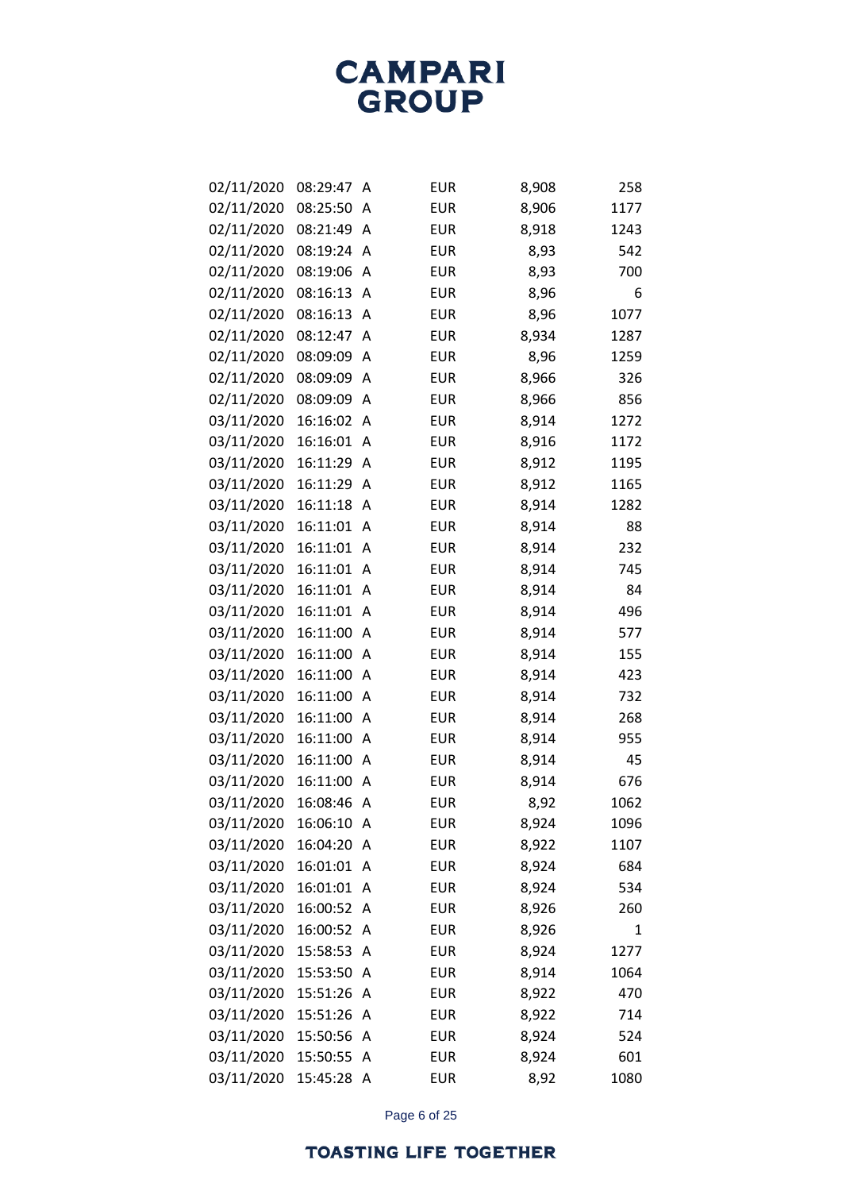| | | | | | |
|---|---|---|---|---|---|
| 02/11/2020 | 08:29:47 | A | EUR | 8,908 | 258 |
| 02/11/2020 | 08:25:50 | A | EUR | 8,906 | 1177 |
| 02/11/2020 | 08:21:49 | A | EUR | 8,918 | 1243 |
| 02/11/2020 | 08:19:24 | A | EUR | 8,93 | 542 |
| 02/11/2020 | 08:19:06 | A | EUR | 8,93 | 700 |
| 02/11/2020 | 08:16:13 | A | EUR | 8,96 | 6 |
| 02/11/2020 | 08:16:13 | A | EUR | 8,96 | 1077 |
| 02/11/2020 | 08:12:47 | A | EUR | 8,934 | 1287 |
| 02/11/2020 | 08:09:09 | A | EUR | 8,96 | 1259 |
| 02/11/2020 | 08:09:09 | A | EUR | 8,966 | 326 |
| 02/11/2020 | 08:09:09 | A | EUR | 8,966 | 856 |
| 03/11/2020 | 16:16:02 | A | EUR | 8,914 | 1272 |
| 03/11/2020 | 16:16:01 | A | EUR | 8,916 | 1172 |
| 03/11/2020 | 16:11:29 | A | EUR | 8,912 | 1195 |
| 03/11/2020 | 16:11:29 | A | EUR | 8,912 | 1165 |
| 03/11/2020 | 16:11:18 | A | EUR | 8,914 | 1282 |
| 03/11/2020 | 16:11:01 | A | EUR | 8,914 | 88 |
| 03/11/2020 | 16:11:01 | A | EUR | 8,914 | 232 |
| 03/11/2020 | 16:11:01 | A | EUR | 8,914 | 745 |
| 03/11/2020 | 16:11:01 | A | EUR | 8,914 | 84 |
| 03/11/2020 | 16:11:01 | A | EUR | 8,914 | 496 |
| 03/11/2020 | 16:11:00 | A | EUR | 8,914 | 577 |
| 03/11/2020 | 16:11:00 | A | EUR | 8,914 | 155 |
| 03/11/2020 | 16:11:00 | A | EUR | 8,914 | 423 |
| 03/11/2020 | 16:11:00 | A | EUR | 8,914 | 732 |
| 03/11/2020 | 16:11:00 | A | EUR | 8,914 | 268 |
| 03/11/2020 | 16:11:00 | A | EUR | 8,914 | 955 |
| 03/11/2020 | 16:11:00 | A | EUR | 8,914 | 45 |
| 03/11/2020 | 16:11:00 | A | EUR | 8,914 | 676 |
| 03/11/2020 | 16:08:46 | A | EUR | 8,92 | 1062 |
| 03/11/2020 | 16:06:10 | A | EUR | 8,924 | 1096 |
| 03/11/2020 | 16:04:20 | A | EUR | 8,922 | 1107 |
| 03/11/2020 | 16:01:01 | A | EUR | 8,924 | 684 |
| 03/11/2020 | 16:01:01 | A | EUR | 8,924 | 534 |
| 03/11/2020 | 16:00:52 | A | EUR | 8,926 | 260 |
| 03/11/2020 | 16:00:52 | A | EUR | 8,926 | 1 |
| 03/11/2020 | 15:58:53 | A | EUR | 8,924 | 1277 |
| 03/11/2020 | 15:53:50 | A | EUR | 8,914 | 1064 |
| 03/11/2020 | 15:51:26 | A | EUR | 8,922 | 470 |
| 03/11/2020 | 15:51:26 | A | EUR | 8,922 | 714 |
| 03/11/2020 | 15:50:56 | A | EUR | 8,924 | 524 |
| 03/11/2020 | 15:50:55 | A | EUR | 8,924 | 601 |
| 03/11/2020 | 15:45:28 | A | EUR | 8,92 | 1080 |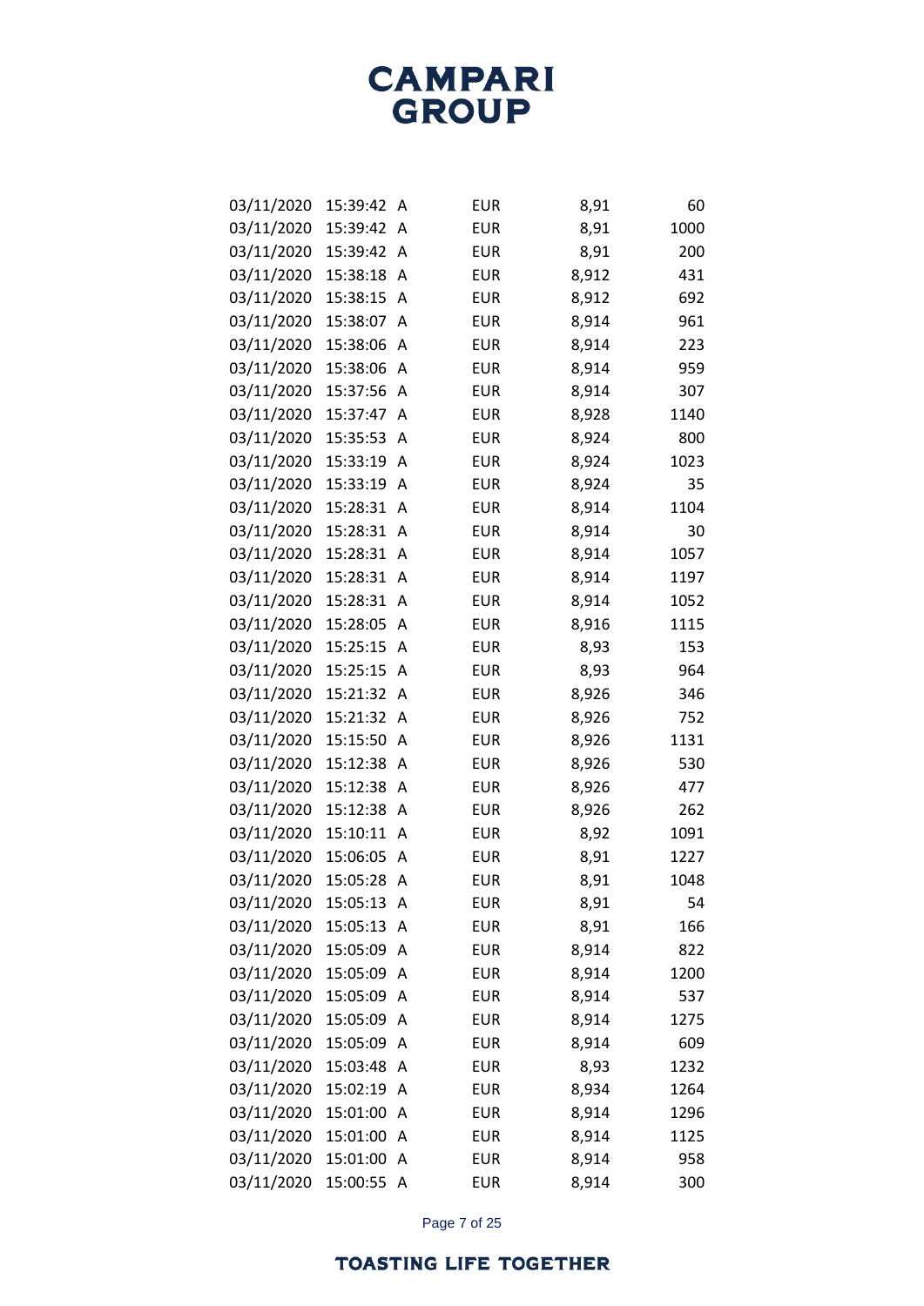| | | | | | |
|---|---|---|---|---|---|
| 03/11/2020 | 15:39:42 | A | EUR | 8,91 | 60 |
| 03/11/2020 | 15:39:42 | A | EUR | 8,91 | 1000 |
| 03/11/2020 | 15:39:42 | A | EUR | 8,91 | 200 |
| 03/11/2020 | 15:38:18 | A | EUR | 8,912 | 431 |
| 03/11/2020 | 15:38:15 | A | EUR | 8,912 | 692 |
| 03/11/2020 | 15:38:07 | A | EUR | 8,914 | 961 |
| 03/11/2020 | 15:38:06 | A | EUR | 8,914 | 223 |
| 03/11/2020 | 15:38:06 | A | EUR | 8,914 | 959 |
| 03/11/2020 | 15:37:56 | A | EUR | 8,914 | 307 |
| 03/11/2020 | 15:37:47 | A | EUR | 8,928 | 1140 |
| 03/11/2020 | 15:35:53 | A | EUR | 8,924 | 800 |
| 03/11/2020 | 15:33:19 | A | EUR | 8,924 | 1023 |
| 03/11/2020 | 15:33:19 | A | EUR | 8,924 | 35 |
| 03/11/2020 | 15:28:31 | A | EUR | 8,914 | 1104 |
| 03/11/2020 | 15:28:31 | A | EUR | 8,914 | 30 |
| 03/11/2020 | 15:28:31 | A | EUR | 8,914 | 1057 |
| 03/11/2020 | 15:28:31 | A | EUR | 8,914 | 1197 |
| 03/11/2020 | 15:28:31 | A | EUR | 8,914 | 1052 |
| 03/11/2020 | 15:28:05 | A | EUR | 8,916 | 1115 |
| 03/11/2020 | 15:25:15 | A | EUR | 8,93 | 153 |
| 03/11/2020 | 15:25:15 | A | EUR | 8,93 | 964 |
| 03/11/2020 | 15:21:32 | A | EUR | 8,926 | 346 |
| 03/11/2020 | 15:21:32 | A | EUR | 8,926 | 752 |
| 03/11/2020 | 15:15:50 | A | EUR | 8,926 | 1131 |
| 03/11/2020 | 15:12:38 | A | EUR | 8,926 | 530 |
| 03/11/2020 | 15:12:38 | A | EUR | 8,926 | 477 |
| 03/11/2020 | 15:12:38 | A | EUR | 8,926 | 262 |
| 03/11/2020 | 15:10:11 | A | EUR | 8,92 | 1091 |
| 03/11/2020 | 15:06:05 | A | EUR | 8,91 | 1227 |
| 03/11/2020 | 15:05:28 | A | EUR | 8,91 | 1048 |
| 03/11/2020 | 15:05:13 | A | EUR | 8,91 | 54 |
| 03/11/2020 | 15:05:13 | A | EUR | 8,91 | 166 |
| 03/11/2020 | 15:05:09 | A | EUR | 8,914 | 822 |
| 03/11/2020 | 15:05:09 | A | EUR | 8,914 | 1200 |
| 03/11/2020 | 15:05:09 | A | EUR | 8,914 | 537 |
| 03/11/2020 | 15:05:09 | A | EUR | 8,914 | 1275 |
| 03/11/2020 | 15:05:09 | A | EUR | 8,914 | 609 |
| 03/11/2020 | 15:03:48 | A | EUR | 8,93 | 1232 |
| 03/11/2020 | 15:02:19 | A | EUR | 8,934 | 1264 |
| 03/11/2020 | 15:01:00 | A | EUR | 8,914 | 1296 |
| 03/11/2020 | 15:01:00 | A | EUR | 8,914 | 1125 |
| 03/11/2020 | 15:01:00 | A | EUR | 8,914 | 958 |
| 03/11/2020 | 15:00:55 | A | EUR | 8,914 | 300 |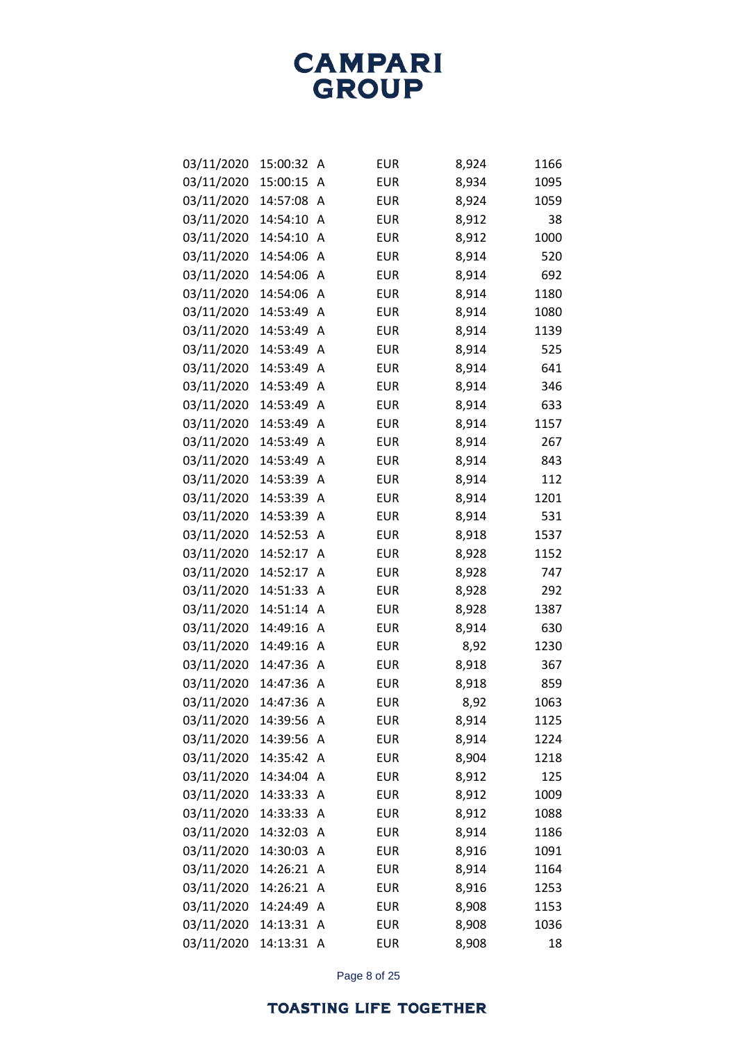| | | | | | |
|---|---|---|---|---|---|
| 03/11/2020 | 15:00:32 | A | EUR | 8,924 | 1166 |
| 03/11/2020 | 15:00:15 | A | EUR | 8,934 | 1095 |
| 03/11/2020 | 14:57:08 | A | EUR | 8,924 | 1059 |
| 03/11/2020 | 14:54:10 | A | EUR | 8,912 | 38 |
| 03/11/2020 | 14:54:10 | A | EUR | 8,912 | 1000 |
| 03/11/2020 | 14:54:06 | A | EUR | 8,914 | 520 |
| 03/11/2020 | 14:54:06 | A | EUR | 8,914 | 692 |
| 03/11/2020 | 14:54:06 | A | EUR | 8,914 | 1180 |
| 03/11/2020 | 14:53:49 | A | EUR | 8,914 | 1080 |
| 03/11/2020 | 14:53:49 | A | EUR | 8,914 | 1139 |
| 03/11/2020 | 14:53:49 | A | EUR | 8,914 | 525 |
| 03/11/2020 | 14:53:49 | A | EUR | 8,914 | 641 |
| 03/11/2020 | 14:53:49 | A | EUR | 8,914 | 346 |
| 03/11/2020 | 14:53:49 | A | EUR | 8,914 | 633 |
| 03/11/2020 | 14:53:49 | A | EUR | 8,914 | 1157 |
| 03/11/2020 | 14:53:49 | A | EUR | 8,914 | 267 |
| 03/11/2020 | 14:53:49 | A | EUR | 8,914 | 843 |
| 03/11/2020 | 14:53:39 | A | EUR | 8,914 | 112 |
| 03/11/2020 | 14:53:39 | A | EUR | 8,914 | 1201 |
| 03/11/2020 | 14:53:39 | A | EUR | 8,914 | 531 |
| 03/11/2020 | 14:52:53 | A | EUR | 8,918 | 1537 |
| 03/11/2020 | 14:52:17 | A | EUR | 8,928 | 1152 |
| 03/11/2020 | 14:52:17 | A | EUR | 8,928 | 747 |
| 03/11/2020 | 14:51:33 | A | EUR | 8,928 | 292 |
| 03/11/2020 | 14:51:14 | A | EUR | 8,928 | 1387 |
| 03/11/2020 | 14:49:16 | A | EUR | 8,914 | 630 |
| 03/11/2020 | 14:49:16 | A | EUR | 8,92 | 1230 |
| 03/11/2020 | 14:47:36 | A | EUR | 8,918 | 367 |
| 03/11/2020 | 14:47:36 | A | EUR | 8,918 | 859 |
| 03/11/2020 | 14:47:36 | A | EUR | 8,92 | 1063 |
| 03/11/2020 | 14:39:56 | A | EUR | 8,914 | 1125 |
| 03/11/2020 | 14:39:56 | A | EUR | 8,914 | 1224 |
| 03/11/2020 | 14:35:42 | A | EUR | 8,904 | 1218 |
| 03/11/2020 | 14:34:04 | A | EUR | 8,912 | 125 |
| 03/11/2020 | 14:33:33 | A | EUR | 8,912 | 1009 |
| 03/11/2020 | 14:33:33 | A | EUR | 8,912 | 1088 |
| 03/11/2020 | 14:32:03 | A | EUR | 8,914 | 1186 |
| 03/11/2020 | 14:30:03 | A | EUR | 8,916 | 1091 |
| 03/11/2020 | 14:26:21 | A | EUR | 8,914 | 1164 |
| 03/11/2020 | 14:26:21 | A | EUR | 8,916 | 1253 |
| 03/11/2020 | 14:24:49 | A | EUR | 8,908 | 1153 |
| 03/11/2020 | 14:13:31 | A | EUR | 8,908 | 1036 |
| 03/11/2020 | 14:13:31 | A | EUR | 8,908 | 18 |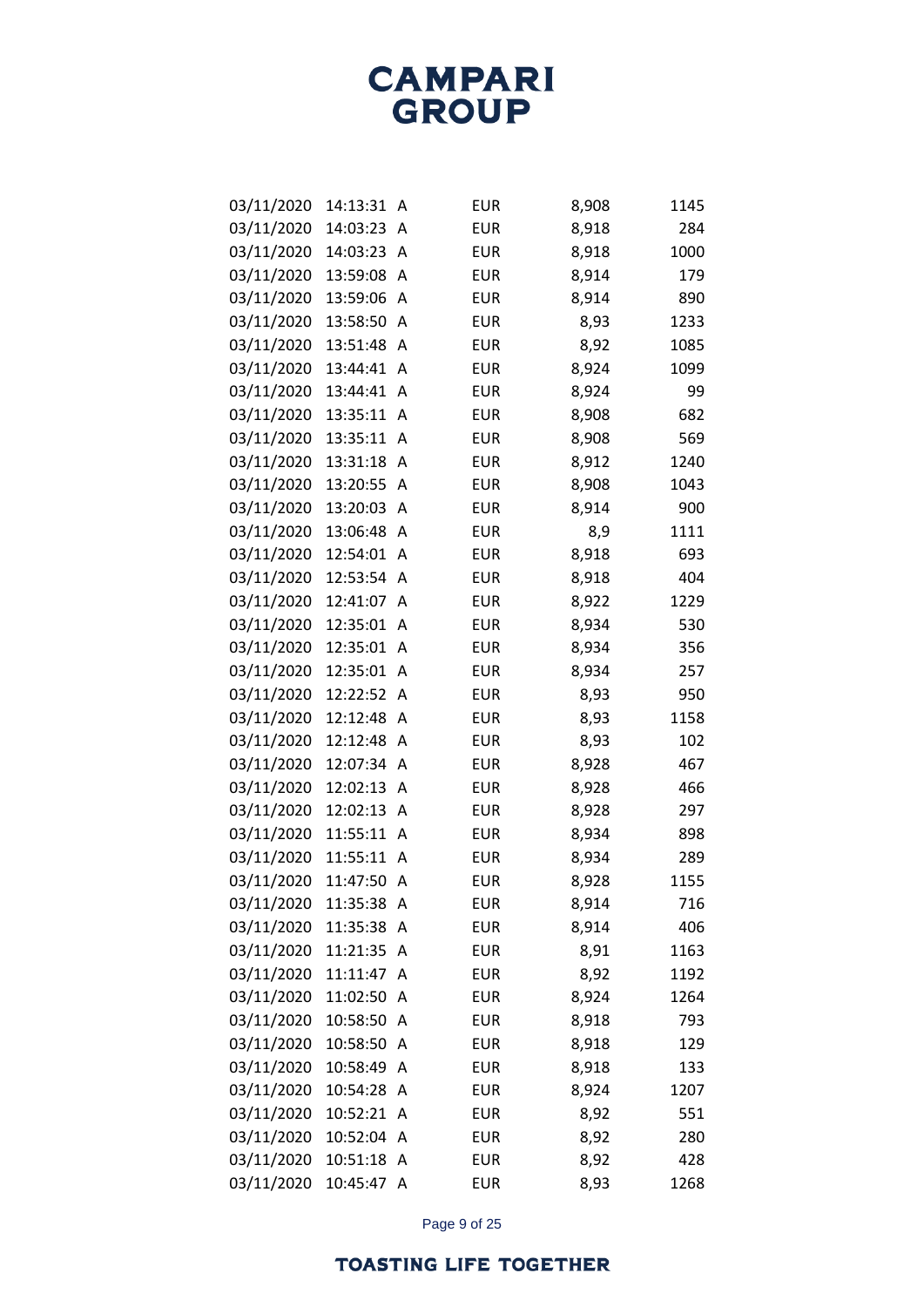| | | | | | |
|---|---|---|---|---|---|
| 03/11/2020 | 14:13:31 | A | EUR | 8,908 | 1145 |
| 03/11/2020 | 14:03:23 | A | EUR | 8,918 | 284 |
| 03/11/2020 | 14:03:23 | A | EUR | 8,918 | 1000 |
| 03/11/2020 | 13:59:08 | A | EUR | 8,914 | 179 |
| 03/11/2020 | 13:59:06 | A | EUR | 8,914 | 890 |
| 03/11/2020 | 13:58:50 | A | EUR | 8,93 | 1233 |
| 03/11/2020 | 13:51:48 | A | EUR | 8,92 | 1085 |
| 03/11/2020 | 13:44:41 | A | EUR | 8,924 | 1099 |
| 03/11/2020 | 13:44:41 | A | EUR | 8,924 | 99 |
| 03/11/2020 | 13:35:11 | A | EUR | 8,908 | 682 |
| 03/11/2020 | 13:35:11 | A | EUR | 8,908 | 569 |
| 03/11/2020 | 13:31:18 | A | EUR | 8,912 | 1240 |
| 03/11/2020 | 13:20:55 | A | EUR | 8,908 | 1043 |
| 03/11/2020 | 13:20:03 | A | EUR | 8,914 | 900 |
| 03/11/2020 | 13:06:48 | A | EUR | 8,9 | 1111 |
| 03/11/2020 | 12:54:01 | A | EUR | 8,918 | 693 |
| 03/11/2020 | 12:53:54 | A | EUR | 8,918 | 404 |
| 03/11/2020 | 12:41:07 | A | EUR | 8,922 | 1229 |
| 03/11/2020 | 12:35:01 | A | EUR | 8,934 | 530 |
| 03/11/2020 | 12:35:01 | A | EUR | 8,934 | 356 |
| 03/11/2020 | 12:35:01 | A | EUR | 8,934 | 257 |
| 03/11/2020 | 12:22:52 | A | EUR | 8,93 | 950 |
| 03/11/2020 | 12:12:48 | A | EUR | 8,93 | 1158 |
| 03/11/2020 | 12:12:48 | A | EUR | 8,93 | 102 |
| 03/11/2020 | 12:07:34 | A | EUR | 8,928 | 467 |
| 03/11/2020 | 12:02:13 | A | EUR | 8,928 | 466 |
| 03/11/2020 | 12:02:13 | A | EUR | 8,928 | 297 |
| 03/11/2020 | 11:55:11 | A | EUR | 8,934 | 898 |
| 03/11/2020 | 11:55:11 | A | EUR | 8,934 | 289 |
| 03/11/2020 | 11:47:50 | A | EUR | 8,928 | 1155 |
| 03/11/2020 | 11:35:38 | A | EUR | 8,914 | 716 |
| 03/11/2020 | 11:35:38 | A | EUR | 8,914 | 406 |
| 03/11/2020 | 11:21:35 | A | EUR | 8,91 | 1163 |
| 03/11/2020 | 11:11:47 | A | EUR | 8,92 | 1192 |
| 03/11/2020 | 11:02:50 | A | EUR | 8,924 | 1264 |
| 03/11/2020 | 10:58:50 | A | EUR | 8,918 | 793 |
| 03/11/2020 | 10:58:50 | A | EUR | 8,918 | 129 |
| 03/11/2020 | 10:58:49 | A | EUR | 8,918 | 133 |
| 03/11/2020 | 10:54:28 | A | EUR | 8,924 | 1207 |
| 03/11/2020 | 10:52:21 | A | EUR | 8,92 | 551 |
| 03/11/2020 | 10:52:04 | A | EUR | 8,92 | 280 |
| 03/11/2020 | 10:51:18 | A | EUR | 8,92 | 428 |
| 03/11/2020 | 10:45:47 | A | EUR | 8,93 | 1268 |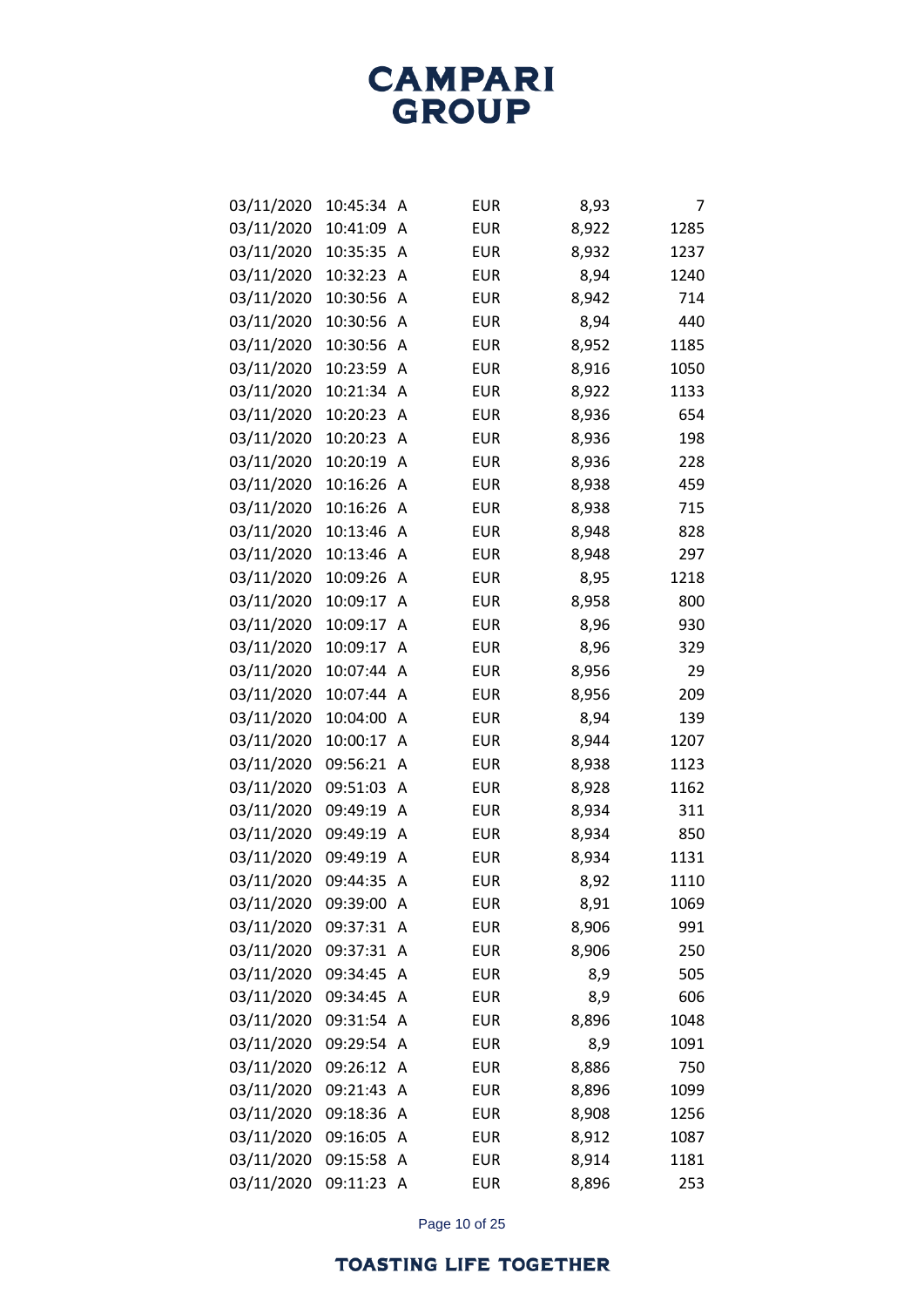| | | | | | |
|---|---|---|---|---|---|
| 03/11/2020 | 10:45:34 | A | EUR | 8,93 | 7 |
| 03/11/2020 | 10:41:09 | A | EUR | 8,922 | 1285 |
| 03/11/2020 | 10:35:35 | A | EUR | 8,932 | 1237 |
| 03/11/2020 | 10:32:23 | A | EUR | 8,94 | 1240 |
| 03/11/2020 | 10:30:56 | A | EUR | 8,942 | 714 |
| 03/11/2020 | 10:30:56 | A | EUR | 8,94 | 440 |
| 03/11/2020 | 10:30:56 | A | EUR | 8,952 | 1185 |
| 03/11/2020 | 10:23:59 | A | EUR | 8,916 | 1050 |
| 03/11/2020 | 10:21:34 | A | EUR | 8,922 | 1133 |
| 03/11/2020 | 10:20:23 | A | EUR | 8,936 | 654 |
| 03/11/2020 | 10:20:23 | A | EUR | 8,936 | 198 |
| 03/11/2020 | 10:20:19 | A | EUR | 8,936 | 228 |
| 03/11/2020 | 10:16:26 | A | EUR | 8,938 | 459 |
| 03/11/2020 | 10:16:26 | A | EUR | 8,938 | 715 |
| 03/11/2020 | 10:13:46 | A | EUR | 8,948 | 828 |
| 03/11/2020 | 10:13:46 | A | EUR | 8,948 | 297 |
| 03/11/2020 | 10:09:26 | A | EUR | 8,95 | 1218 |
| 03/11/2020 | 10:09:17 | A | EUR | 8,958 | 800 |
| 03/11/2020 | 10:09:17 | A | EUR | 8,96 | 930 |
| 03/11/2020 | 10:09:17 | A | EUR | 8,96 | 329 |
| 03/11/2020 | 10:07:44 | A | EUR | 8,956 | 29 |
| 03/11/2020 | 10:07:44 | A | EUR | 8,956 | 209 |
| 03/11/2020 | 10:04:00 | A | EUR | 8,94 | 139 |
| 03/11/2020 | 10:00:17 | A | EUR | 8,944 | 1207 |
| 03/11/2020 | 09:56:21 | A | EUR | 8,938 | 1123 |
| 03/11/2020 | 09:51:03 | A | EUR | 8,928 | 1162 |
| 03/11/2020 | 09:49:19 | A | EUR | 8,934 | 311 |
| 03/11/2020 | 09:49:19 | A | EUR | 8,934 | 850 |
| 03/11/2020 | 09:49:19 | A | EUR | 8,934 | 1131 |
| 03/11/2020 | 09:44:35 | A | EUR | 8,92 | 1110 |
| 03/11/2020 | 09:39:00 | A | EUR | 8,91 | 1069 |
| 03/11/2020 | 09:37:31 | A | EUR | 8,906 | 991 |
| 03/11/2020 | 09:37:31 | A | EUR | 8,906 | 250 |
| 03/11/2020 | 09:34:45 | A | EUR | 8,9 | 505 |
| 03/11/2020 | 09:34:45 | A | EUR | 8,9 | 606 |
| 03/11/2020 | 09:31:54 | A | EUR | 8,896 | 1048 |
| 03/11/2020 | 09:29:54 | A | EUR | 8,9 | 1091 |
| 03/11/2020 | 09:26:12 | A | EUR | 8,886 | 750 |
| 03/11/2020 | 09:21:43 | A | EUR | 8,896 | 1099 |
| 03/11/2020 | 09:18:36 | A | EUR | 8,908 | 1256 |
| 03/11/2020 | 09:16:05 | A | EUR | 8,912 | 1087 |
| 03/11/2020 | 09:15:58 | A | EUR | 8,914 | 1181 |
| 03/11/2020 | 09:11:23 | A | EUR | 8,896 | 253 |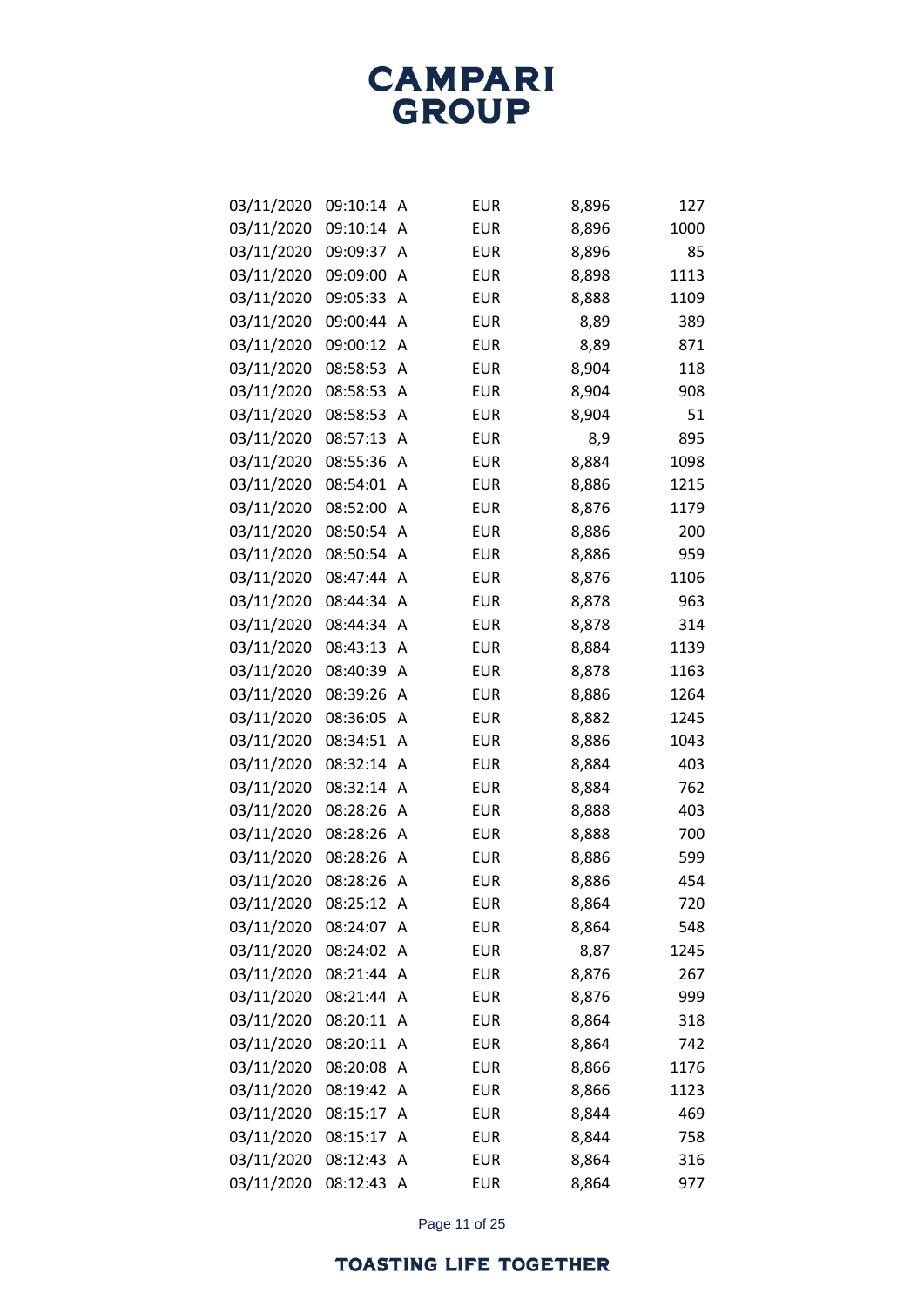| | | | | | |
|---|---|---|---|---|---|
| 03/11/2020 | 09:10:14 | A | EUR | 8,896 | 127 |
| 03/11/2020 | 09:10:14 | A | EUR | 8,896 | 1000 |
| 03/11/2020 | 09:09:37 | A | EUR | 8,896 | 85 |
| 03/11/2020 | 09:09:00 | A | EUR | 8,898 | 1113 |
| 03/11/2020 | 09:05:33 | A | EUR | 8,888 | 1109 |
| 03/11/2020 | 09:00:44 | A | EUR | 8,89 | 389 |
| 03/11/2020 | 09:00:12 | A | EUR | 8,89 | 871 |
| 03/11/2020 | 08:58:53 | A | EUR | 8,904 | 118 |
| 03/11/2020 | 08:58:53 | A | EUR | 8,904 | 908 |
| 03/11/2020 | 08:58:53 | A | EUR | 8,904 | 51 |
| 03/11/2020 | 08:57:13 | A | EUR | 8,9 | 895 |
| 03/11/2020 | 08:55:36 | A | EUR | 8,884 | 1098 |
| 03/11/2020 | 08:54:01 | A | EUR | 8,886 | 1215 |
| 03/11/2020 | 08:52:00 | A | EUR | 8,876 | 1179 |
| 03/11/2020 | 08:50:54 | A | EUR | 8,886 | 200 |
| 03/11/2020 | 08:50:54 | A | EUR | 8,886 | 959 |
| 03/11/2020 | 08:47:44 | A | EUR | 8,876 | 1106 |
| 03/11/2020 | 08:44:34 | A | EUR | 8,878 | 963 |
| 03/11/2020 | 08:44:34 | A | EUR | 8,878 | 314 |
| 03/11/2020 | 08:43:13 | A | EUR | 8,884 | 1139 |
| 03/11/2020 | 08:40:39 | A | EUR | 8,878 | 1163 |
| 03/11/2020 | 08:39:26 | A | EUR | 8,886 | 1264 |
| 03/11/2020 | 08:36:05 | A | EUR | 8,882 | 1245 |
| 03/11/2020 | 08:34:51 | A | EUR | 8,886 | 1043 |
| 03/11/2020 | 08:32:14 | A | EUR | 8,884 | 403 |
| 03/11/2020 | 08:32:14 | A | EUR | 8,884 | 762 |
| 03/11/2020 | 08:28:26 | A | EUR | 8,888 | 403 |
| 03/11/2020 | 08:28:26 | A | EUR | 8,888 | 700 |
| 03/11/2020 | 08:28:26 | A | EUR | 8,886 | 599 |
| 03/11/2020 | 08:28:26 | A | EUR | 8,886 | 454 |
| 03/11/2020 | 08:25:12 | A | EUR | 8,864 | 720 |
| 03/11/2020 | 08:24:07 | A | EUR | 8,864 | 548 |
| 03/11/2020 | 08:24:02 | A | EUR | 8,87 | 1245 |
| 03/11/2020 | 08:21:44 | A | EUR | 8,876 | 267 |
| 03/11/2020 | 08:21:44 | A | EUR | 8,876 | 999 |
| 03/11/2020 | 08:20:11 | A | EUR | 8,864 | 318 |
| 03/11/2020 | 08:20:11 | A | EUR | 8,864 | 742 |
| 03/11/2020 | 08:20:08 | A | EUR | 8,866 | 1176 |
| 03/11/2020 | 08:19:42 | A | EUR | 8,866 | 1123 |
| 03/11/2020 | 08:15:17 | A | EUR | 8,844 | 469 |
| 03/11/2020 | 08:15:17 | A | EUR | 8,844 | 758 |
| 03/11/2020 | 08:12:43 | A | EUR | 8,864 | 316 |
| 03/11/2020 | 08:12:43 | A | EUR | 8,864 | 977 |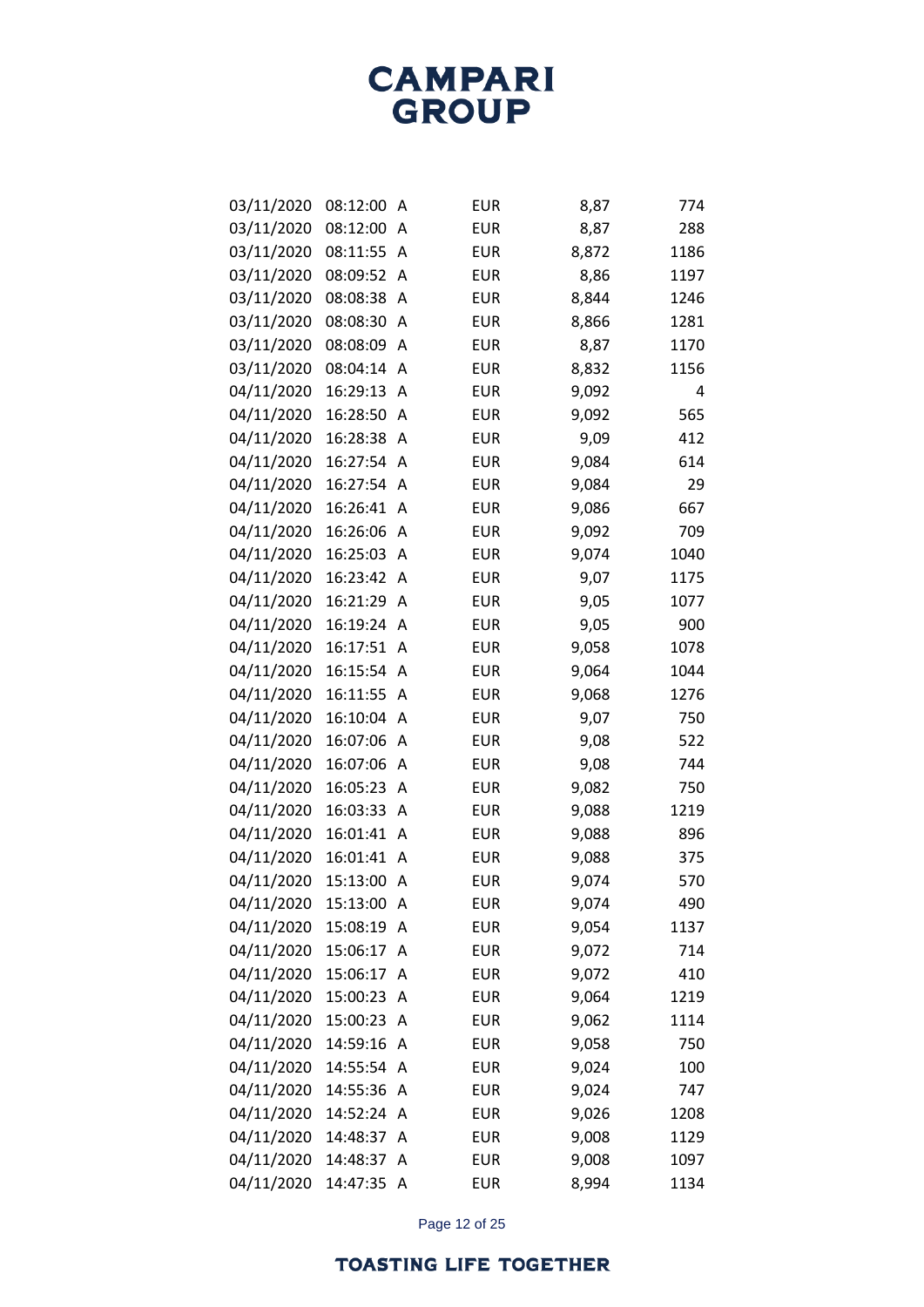| | | | | | |
|---|---|---|---|---|---|
| 03/11/2020 | 08:12:00 | A | EUR | 8,87 | 774 |
| 03/11/2020 | 08:12:00 | A | EUR | 8,87 | 288 |
| 03/11/2020 | 08:11:55 | A | EUR | 8,872 | 1186 |
| 03/11/2020 | 08:09:52 | A | EUR | 8,86 | 1197 |
| 03/11/2020 | 08:08:38 | A | EUR | 8,844 | 1246 |
| 03/11/2020 | 08:08:30 | A | EUR | 8,866 | 1281 |
| 03/11/2020 | 08:08:09 | A | EUR | 8,87 | 1170 |
| 03/11/2020 | 08:04:14 | A | EUR | 8,832 | 1156 |
| 04/11/2020 | 16:29:13 | A | EUR | 9,092 | 4 |
| 04/11/2020 | 16:28:50 | A | EUR | 9,092 | 565 |
| 04/11/2020 | 16:28:38 | A | EUR | 9,09 | 412 |
| 04/11/2020 | 16:27:54 | A | EUR | 9,084 | 614 |
| 04/11/2020 | 16:27:54 | A | EUR | 9,084 | 29 |
| 04/11/2020 | 16:26:41 | A | EUR | 9,086 | 667 |
| 04/11/2020 | 16:26:06 | A | EUR | 9,092 | 709 |
| 04/11/2020 | 16:25:03 | A | EUR | 9,074 | 1040 |
| 04/11/2020 | 16:23:42 | A | EUR | 9,07 | 1175 |
| 04/11/2020 | 16:21:29 | A | EUR | 9,05 | 1077 |
| 04/11/2020 | 16:19:24 | A | EUR | 9,05 | 900 |
| 04/11/2020 | 16:17:51 | A | EUR | 9,058 | 1078 |
| 04/11/2020 | 16:15:54 | A | EUR | 9,064 | 1044 |
| 04/11/2020 | 16:11:55 | A | EUR | 9,068 | 1276 |
| 04/11/2020 | 16:10:04 | A | EUR | 9,07 | 750 |
| 04/11/2020 | 16:07:06 | A | EUR | 9,08 | 522 |
| 04/11/2020 | 16:07:06 | A | EUR | 9,08 | 744 |
| 04/11/2020 | 16:05:23 | A | EUR | 9,082 | 750 |
| 04/11/2020 | 16:03:33 | A | EUR | 9,088 | 1219 |
| 04/11/2020 | 16:01:41 | A | EUR | 9,088 | 896 |
| 04/11/2020 | 16:01:41 | A | EUR | 9,088 | 375 |
| 04/11/2020 | 15:13:00 | A | EUR | 9,074 | 570 |
| 04/11/2020 | 15:13:00 | A | EUR | 9,074 | 490 |
| 04/11/2020 | 15:08:19 | A | EUR | 9,054 | 1137 |
| 04/11/2020 | 15:06:17 | A | EUR | 9,072 | 714 |
| 04/11/2020 | 15:06:17 | A | EUR | 9,072 | 410 |
| 04/11/2020 | 15:00:23 | A | EUR | 9,064 | 1219 |
| 04/11/2020 | 15:00:23 | A | EUR | 9,062 | 1114 |
| 04/11/2020 | 14:59:16 | A | EUR | 9,058 | 750 |
| 04/11/2020 | 14:55:54 | A | EUR | 9,024 | 100 |
| 04/11/2020 | 14:55:36 | A | EUR | 9,024 | 747 |
| 04/11/2020 | 14:52:24 | A | EUR | 9,026 | 1208 |
| 04/11/2020 | 14:48:37 | A | EUR | 9,008 | 1129 |
| 04/11/2020 | 14:48:37 | A | EUR | 9,008 | 1097 |
| 04/11/2020 | 14:47:35 | A | EUR | 8,994 | 1134 |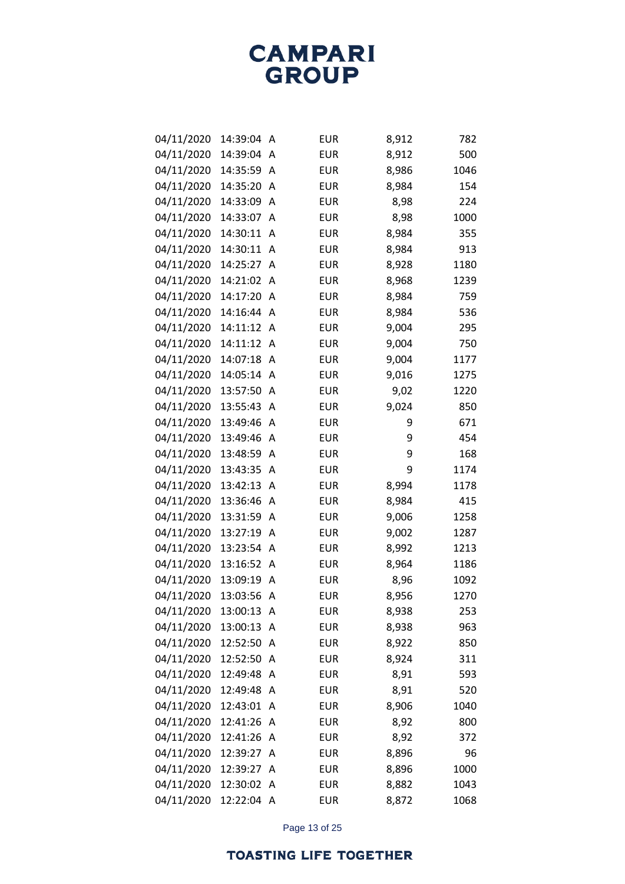| | | | | | |
|---|---|---|---|---|---|
| 04/11/2020 | 14:39:04 | A | EUR | 8,912 | 782 |
| 04/11/2020 | 14:39:04 | A | EUR | 8,912 | 500 |
| 04/11/2020 | 14:35:59 | A | EUR | 8,986 | 1046 |
| 04/11/2020 | 14:35:20 | A | EUR | 8,984 | 154 |
| 04/11/2020 | 14:33:09 | A | EUR | 8,98 | 224 |
| 04/11/2020 | 14:33:07 | A | EUR | 8,98 | 1000 |
| 04/11/2020 | 14:30:11 | A | EUR | 8,984 | 355 |
| 04/11/2020 | 14:30:11 | A | EUR | 8,984 | 913 |
| 04/11/2020 | 14:25:27 | A | EUR | 8,928 | 1180 |
| 04/11/2020 | 14:21:02 | A | EUR | 8,968 | 1239 |
| 04/11/2020 | 14:17:20 | A | EUR | 8,984 | 759 |
| 04/11/2020 | 14:16:44 | A | EUR | 8,984 | 536 |
| 04/11/2020 | 14:11:12 | A | EUR | 9,004 | 295 |
| 04/11/2020 | 14:11:12 | A | EUR | 9,004 | 750 |
| 04/11/2020 | 14:07:18 | A | EUR | 9,004 | 1177 |
| 04/11/2020 | 14:05:14 | A | EUR | 9,016 | 1275 |
| 04/11/2020 | 13:57:50 | A | EUR | 9,02 | 1220 |
| 04/11/2020 | 13:55:43 | A | EUR | 9,024 | 850 |
| 04/11/2020 | 13:49:46 | A | EUR | 9 | 671 |
| 04/11/2020 | 13:49:46 | A | EUR | 9 | 454 |
| 04/11/2020 | 13:48:59 | A | EUR | 9 | 168 |
| 04/11/2020 | 13:43:35 | A | EUR | 9 | 1174 |
| 04/11/2020 | 13:42:13 | A | EUR | 8,994 | 1178 |
| 04/11/2020 | 13:36:46 | A | EUR | 8,984 | 415 |
| 04/11/2020 | 13:31:59 | A | EUR | 9,006 | 1258 |
| 04/11/2020 | 13:27:19 | A | EUR | 9,002 | 1287 |
| 04/11/2020 | 13:23:54 | A | EUR | 8,992 | 1213 |
| 04/11/2020 | 13:16:52 | A | EUR | 8,964 | 1186 |
| 04/11/2020 | 13:09:19 | A | EUR | 8,96 | 1092 |
| 04/11/2020 | 13:03:56 | A | EUR | 8,956 | 1270 |
| 04/11/2020 | 13:00:13 | A | EUR | 8,938 | 253 |
| 04/11/2020 | 13:00:13 | A | EUR | 8,938 | 963 |
| 04/11/2020 | 12:52:50 | A | EUR | 8,922 | 850 |
| 04/11/2020 | 12:52:50 | A | EUR | 8,924 | 311 |
| 04/11/2020 | 12:49:48 | A | EUR | 8,91 | 593 |
| 04/11/2020 | 12:49:48 | A | EUR | 8,91 | 520 |
| 04/11/2020 | 12:43:01 | A | EUR | 8,906 | 1040 |
| 04/11/2020 | 12:41:26 | A | EUR | 8,92 | 800 |
| 04/11/2020 | 12:41:26 | A | EUR | 8,92 | 372 |
| 04/11/2020 | 12:39:27 | A | EUR | 8,896 | 96 |
| 04/11/2020 | 12:39:27 | A | EUR | 8,896 | 1000 |
| 04/11/2020 | 12:30:02 | A | EUR | 8,882 | 1043 |
| 04/11/2020 | 12:22:04 | A | EUR | 8,872 | 1068 |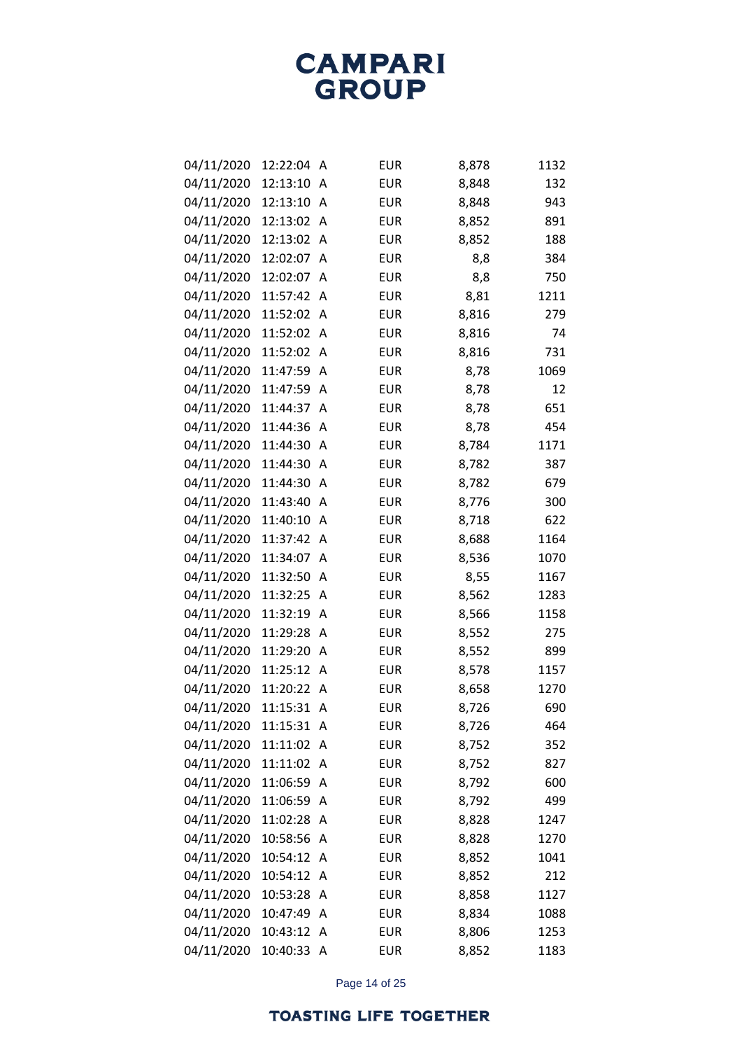| | | | | | |
|---|---|---|---|---|---|
| 04/11/2020 | 12:22:04 | A | EUR | 8,878 | 1132 |
| 04/11/2020 | 12:13:10 | A | EUR | 8,848 | 132 |
| 04/11/2020 | 12:13:10 | A | EUR | 8,848 | 943 |
| 04/11/2020 | 12:13:02 | A | EUR | 8,852 | 891 |
| 04/11/2020 | 12:13:02 | A | EUR | 8,852 | 188 |
| 04/11/2020 | 12:02:07 | A | EUR | 8,8 | 384 |
| 04/11/2020 | 12:02:07 | A | EUR | 8,8 | 750 |
| 04/11/2020 | 11:57:42 | A | EUR | 8,81 | 1211 |
| 04/11/2020 | 11:52:02 | A | EUR | 8,816 | 279 |
| 04/11/2020 | 11:52:02 | A | EUR | 8,816 | 74 |
| 04/11/2020 | 11:52:02 | A | EUR | 8,816 | 731 |
| 04/11/2020 | 11:47:59 | A | EUR | 8,78 | 1069 |
| 04/11/2020 | 11:47:59 | A | EUR | 8,78 | 12 |
| 04/11/2020 | 11:44:37 | A | EUR | 8,78 | 651 |
| 04/11/2020 | 11:44:36 | A | EUR | 8,78 | 454 |
| 04/11/2020 | 11:44:30 | A | EUR | 8,784 | 1171 |
| 04/11/2020 | 11:44:30 | A | EUR | 8,782 | 387 |
| 04/11/2020 | 11:44:30 | A | EUR | 8,782 | 679 |
| 04/11/2020 | 11:43:40 | A | EUR | 8,776 | 300 |
| 04/11/2020 | 11:40:10 | A | EUR | 8,718 | 622 |
| 04/11/2020 | 11:37:42 | A | EUR | 8,688 | 1164 |
| 04/11/2020 | 11:34:07 | A | EUR | 8,536 | 1070 |
| 04/11/2020 | 11:32:50 | A | EUR | 8,55 | 1167 |
| 04/11/2020 | 11:32:25 | A | EUR | 8,562 | 1283 |
| 04/11/2020 | 11:32:19 | A | EUR | 8,566 | 1158 |
| 04/11/2020 | 11:29:28 | A | EUR | 8,552 | 275 |
| 04/11/2020 | 11:29:20 | A | EUR | 8,552 | 899 |
| 04/11/2020 | 11:25:12 | A | EUR | 8,578 | 1157 |
| 04/11/2020 | 11:20:22 | A | EUR | 8,658 | 1270 |
| 04/11/2020 | 11:15:31 | A | EUR | 8,726 | 690 |
| 04/11/2020 | 11:15:31 | A | EUR | 8,726 | 464 |
| 04/11/2020 | 11:11:02 | A | EUR | 8,752 | 352 |
| 04/11/2020 | 11:11:02 | A | EUR | 8,752 | 827 |
| 04/11/2020 | 11:06:59 | A | EUR | 8,792 | 600 |
| 04/11/2020 | 11:06:59 | A | EUR | 8,792 | 499 |
| 04/11/2020 | 11:02:28 | A | EUR | 8,828 | 1247 |
| 04/11/2020 | 10:58:56 | A | EUR | 8,828 | 1270 |
| 04/11/2020 | 10:54:12 | A | EUR | 8,852 | 1041 |
| 04/11/2020 | 10:54:12 | A | EUR | 8,852 | 212 |
| 04/11/2020 | 10:53:28 | A | EUR | 8,858 | 1127 |
| 04/11/2020 | 10:47:49 | A | EUR | 8,834 | 1088 |
| 04/11/2020 | 10:43:12 | A | EUR | 8,806 | 1253 |
| 04/11/2020 | 10:40:33 | A | EUR | 8,852 | 1183 |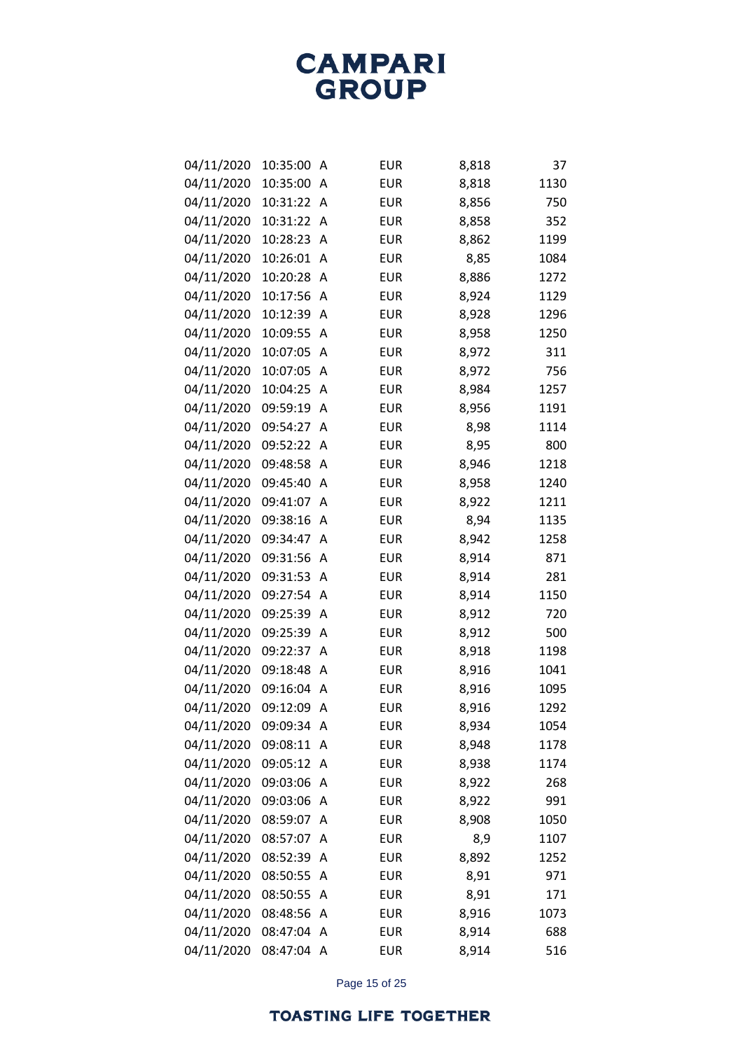| | | | | | |
|---|---|---|---|---|---|
| 04/11/2020 | 10:35:00 | A | EUR | 8,818 | 37 |
| 04/11/2020 | 10:35:00 | A | EUR | 8,818 | 1130 |
| 04/11/2020 | 10:31:22 | A | EUR | 8,856 | 750 |
| 04/11/2020 | 10:31:22 | A | EUR | 8,858 | 352 |
| 04/11/2020 | 10:28:23 | A | EUR | 8,862 | 1199 |
| 04/11/2020 | 10:26:01 | A | EUR | 8,85 | 1084 |
| 04/11/2020 | 10:20:28 | A | EUR | 8,886 | 1272 |
| 04/11/2020 | 10:17:56 | A | EUR | 8,924 | 1129 |
| 04/11/2020 | 10:12:39 | A | EUR | 8,928 | 1296 |
| 04/11/2020 | 10:09:55 | A | EUR | 8,958 | 1250 |
| 04/11/2020 | 10:07:05 | A | EUR | 8,972 | 311 |
| 04/11/2020 | 10:07:05 | A | EUR | 8,972 | 756 |
| 04/11/2020 | 10:04:25 | A | EUR | 8,984 | 1257 |
| 04/11/2020 | 09:59:19 | A | EUR | 8,956 | 1191 |
| 04/11/2020 | 09:54:27 | A | EUR | 8,98 | 1114 |
| 04/11/2020 | 09:52:22 | A | EUR | 8,95 | 800 |
| 04/11/2020 | 09:48:58 | A | EUR | 8,946 | 1218 |
| 04/11/2020 | 09:45:40 | A | EUR | 8,958 | 1240 |
| 04/11/2020 | 09:41:07 | A | EUR | 8,922 | 1211 |
| 04/11/2020 | 09:38:16 | A | EUR | 8,94 | 1135 |
| 04/11/2020 | 09:34:47 | A | EUR | 8,942 | 1258 |
| 04/11/2020 | 09:31:56 | A | EUR | 8,914 | 871 |
| 04/11/2020 | 09:31:53 | A | EUR | 8,914 | 281 |
| 04/11/2020 | 09:27:54 | A | EUR | 8,914 | 1150 |
| 04/11/2020 | 09:25:39 | A | EUR | 8,912 | 720 |
| 04/11/2020 | 09:25:39 | A | EUR | 8,912 | 500 |
| 04/11/2020 | 09:22:37 | A | EUR | 8,918 | 1198 |
| 04/11/2020 | 09:18:48 | A | EUR | 8,916 | 1041 |
| 04/11/2020 | 09:16:04 | A | EUR | 8,916 | 1095 |
| 04/11/2020 | 09:12:09 | A | EUR | 8,916 | 1292 |
| 04/11/2020 | 09:09:34 | A | EUR | 8,934 | 1054 |
| 04/11/2020 | 09:08:11 | A | EUR | 8,948 | 1178 |
| 04/11/2020 | 09:05:12 | A | EUR | 8,938 | 1174 |
| 04/11/2020 | 09:03:06 | A | EUR | 8,922 | 268 |
| 04/11/2020 | 09:03:06 | A | EUR | 8,922 | 991 |
| 04/11/2020 | 08:59:07 | A | EUR | 8,908 | 1050 |
| 04/11/2020 | 08:57:07 | A | EUR | 8,9 | 1107 |
| 04/11/2020 | 08:52:39 | A | EUR | 8,892 | 1252 |
| 04/11/2020 | 08:50:55 | A | EUR | 8,91 | 971 |
| 04/11/2020 | 08:50:55 | A | EUR | 8,91 | 171 |
| 04/11/2020 | 08:48:56 | A | EUR | 8,916 | 1073 |
| 04/11/2020 | 08:47:04 | A | EUR | 8,914 | 688 |
| 04/11/2020 | 08:47:04 | A | EUR | 8,914 | 516 |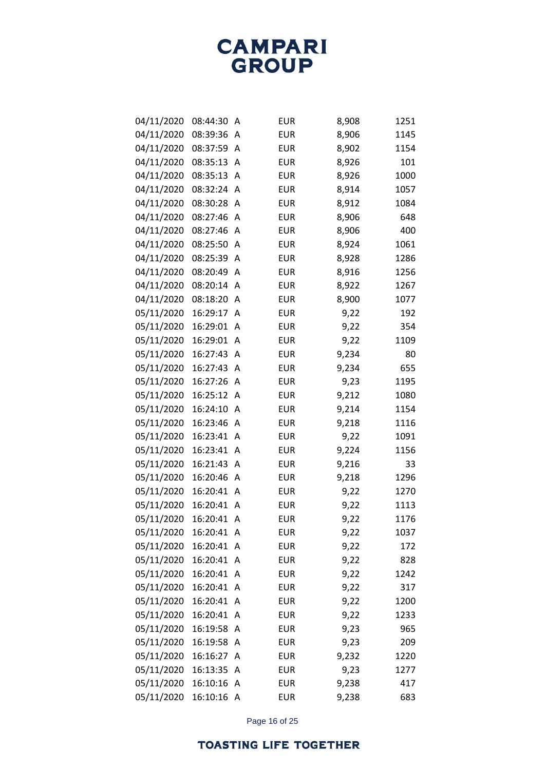| | | | | | |
|---|---|---|---|---|---|
| 04/11/2020 | 08:44:30 | A | EUR | 8,908 | 1251 |
| 04/11/2020 | 08:39:36 | A | EUR | 8,906 | 1145 |
| 04/11/2020 | 08:37:59 | A | EUR | 8,902 | 1154 |
| 04/11/2020 | 08:35:13 | A | EUR | 8,926 | 101 |
| 04/11/2020 | 08:35:13 | A | EUR | 8,926 | 1000 |
| 04/11/2020 | 08:32:24 | A | EUR | 8,914 | 1057 |
| 04/11/2020 | 08:30:28 | A | EUR | 8,912 | 1084 |
| 04/11/2020 | 08:27:46 | A | EUR | 8,906 | 648 |
| 04/11/2020 | 08:27:46 | A | EUR | 8,906 | 400 |
| 04/11/2020 | 08:25:50 | A | EUR | 8,924 | 1061 |
| 04/11/2020 | 08:25:39 | A | EUR | 8,928 | 1286 |
| 04/11/2020 | 08:20:49 | A | EUR | 8,916 | 1256 |
| 04/11/2020 | 08:20:14 | A | EUR | 8,922 | 1267 |
| 04/11/2020 | 08:18:20 | A | EUR | 8,900 | 1077 |
| 05/11/2020 | 16:29:17 | A | EUR | 9,22 | 192 |
| 05/11/2020 | 16:29:01 | A | EUR | 9,22 | 354 |
| 05/11/2020 | 16:29:01 | A | EUR | 9,22 | 1109 |
| 05/11/2020 | 16:27:43 | A | EUR | 9,234 | 80 |
| 05/11/2020 | 16:27:43 | A | EUR | 9,234 | 655 |
| 05/11/2020 | 16:27:26 | A | EUR | 9,23 | 1195 |
| 05/11/2020 | 16:25:12 | A | EUR | 9,212 | 1080 |
| 05/11/2020 | 16:24:10 | A | EUR | 9,214 | 1154 |
| 05/11/2020 | 16:23:46 | A | EUR | 9,218 | 1116 |
| 05/11/2020 | 16:23:41 | A | EUR | 9,22 | 1091 |
| 05/11/2020 | 16:23:41 | A | EUR | 9,224 | 1156 |
| 05/11/2020 | 16:21:43 | A | EUR | 9,216 | 33 |
| 05/11/2020 | 16:20:46 | A | EUR | 9,218 | 1296 |
| 05/11/2020 | 16:20:41 | A | EUR | 9,22 | 1270 |
| 05/11/2020 | 16:20:41 | A | EUR | 9,22 | 1113 |
| 05/11/2020 | 16:20:41 | A | EUR | 9,22 | 1176 |
| 05/11/2020 | 16:20:41 | A | EUR | 9,22 | 1037 |
| 05/11/2020 | 16:20:41 | A | EUR | 9,22 | 172 |
| 05/11/2020 | 16:20:41 | A | EUR | 9,22 | 828 |
| 05/11/2020 | 16:20:41 | A | EUR | 9,22 | 1242 |
| 05/11/2020 | 16:20:41 | A | EUR | 9,22 | 317 |
| 05/11/2020 | 16:20:41 | A | EUR | 9,22 | 1200 |
| 05/11/2020 | 16:20:41 | A | EUR | 9,22 | 1233 |
| 05/11/2020 | 16:19:58 | A | EUR | 9,23 | 965 |
| 05/11/2020 | 16:19:58 | A | EUR | 9,23 | 209 |
| 05/11/2020 | 16:16:27 | A | EUR | 9,232 | 1220 |
| 05/11/2020 | 16:13:35 | A | EUR | 9,23 | 1277 |
| 05/11/2020 | 16:10:16 | A | EUR | 9,238 | 417 |
| 05/11/2020 | 16:10:16 | A | EUR | 9,238 | 683 |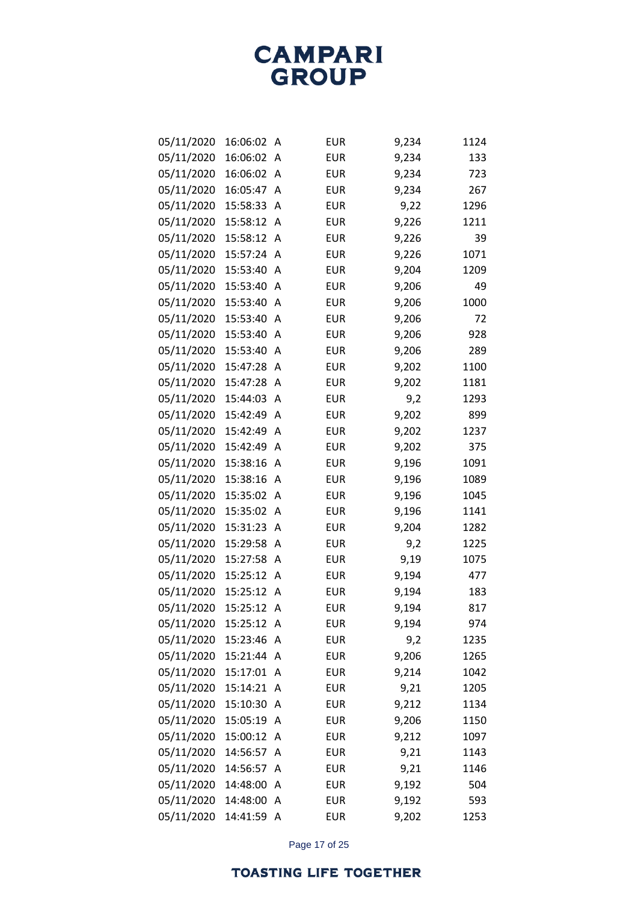| | | | | | |
|---|---|---|---|---|---|
| 05/11/2020 | 16:06:02 | A | EUR | 9,234 | 1124 |
| 05/11/2020 | 16:06:02 | A | EUR | 9,234 | 133 |
| 05/11/2020 | 16:06:02 | A | EUR | 9,234 | 723 |
| 05/11/2020 | 16:05:47 | A | EUR | 9,234 | 267 |
| 05/11/2020 | 15:58:33 | A | EUR | 9,22 | 1296 |
| 05/11/2020 | 15:58:12 | A | EUR | 9,226 | 1211 |
| 05/11/2020 | 15:58:12 | A | EUR | 9,226 | 39 |
| 05/11/2020 | 15:57:24 | A | EUR | 9,226 | 1071 |
| 05/11/2020 | 15:53:40 | A | EUR | 9,204 | 1209 |
| 05/11/2020 | 15:53:40 | A | EUR | 9,206 | 49 |
| 05/11/2020 | 15:53:40 | A | EUR | 9,206 | 1000 |
| 05/11/2020 | 15:53:40 | A | EUR | 9,206 | 72 |
| 05/11/2020 | 15:53:40 | A | EUR | 9,206 | 928 |
| 05/11/2020 | 15:53:40 | A | EUR | 9,206 | 289 |
| 05/11/2020 | 15:47:28 | A | EUR | 9,202 | 1100 |
| 05/11/2020 | 15:47:28 | A | EUR | 9,202 | 1181 |
| 05/11/2020 | 15:44:03 | A | EUR | 9,2 | 1293 |
| 05/11/2020 | 15:42:49 | A | EUR | 9,202 | 899 |
| 05/11/2020 | 15:42:49 | A | EUR | 9,202 | 1237 |
| 05/11/2020 | 15:42:49 | A | EUR | 9,202 | 375 |
| 05/11/2020 | 15:38:16 | A | EUR | 9,196 | 1091 |
| 05/11/2020 | 15:38:16 | A | EUR | 9,196 | 1089 |
| 05/11/2020 | 15:35:02 | A | EUR | 9,196 | 1045 |
| 05/11/2020 | 15:35:02 | A | EUR | 9,196 | 1141 |
| 05/11/2020 | 15:31:23 | A | EUR | 9,204 | 1282 |
| 05/11/2020 | 15:29:58 | A | EUR | 9,2 | 1225 |
| 05/11/2020 | 15:27:58 | A | EUR | 9,19 | 1075 |
| 05/11/2020 | 15:25:12 | A | EUR | 9,194 | 477 |
| 05/11/2020 | 15:25:12 | A | EUR | 9,194 | 183 |
| 05/11/2020 | 15:25:12 | A | EUR | 9,194 | 817 |
| 05/11/2020 | 15:25:12 | A | EUR | 9,194 | 974 |
| 05/11/2020 | 15:23:46 | A | EUR | 9,2 | 1235 |
| 05/11/2020 | 15:21:44 | A | EUR | 9,206 | 1265 |
| 05/11/2020 | 15:17:01 | A | EUR | 9,214 | 1042 |
| 05/11/2020 | 15:14:21 | A | EUR | 9,21 | 1205 |
| 05/11/2020 | 15:10:30 | A | EUR | 9,212 | 1134 |
| 05/11/2020 | 15:05:19 | A | EUR | 9,206 | 1150 |
| 05/11/2020 | 15:00:12 | A | EUR | 9,212 | 1097 |
| 05/11/2020 | 14:56:57 | A | EUR | 9,21 | 1143 |
| 05/11/2020 | 14:56:57 | A | EUR | 9,21 | 1146 |
| 05/11/2020 | 14:48:00 | A | EUR | 9,192 | 504 |
| 05/11/2020 | 14:48:00 | A | EUR | 9,192 | 593 |
| 05/11/2020 | 14:41:59 | A | EUR | 9,202 | 1253 |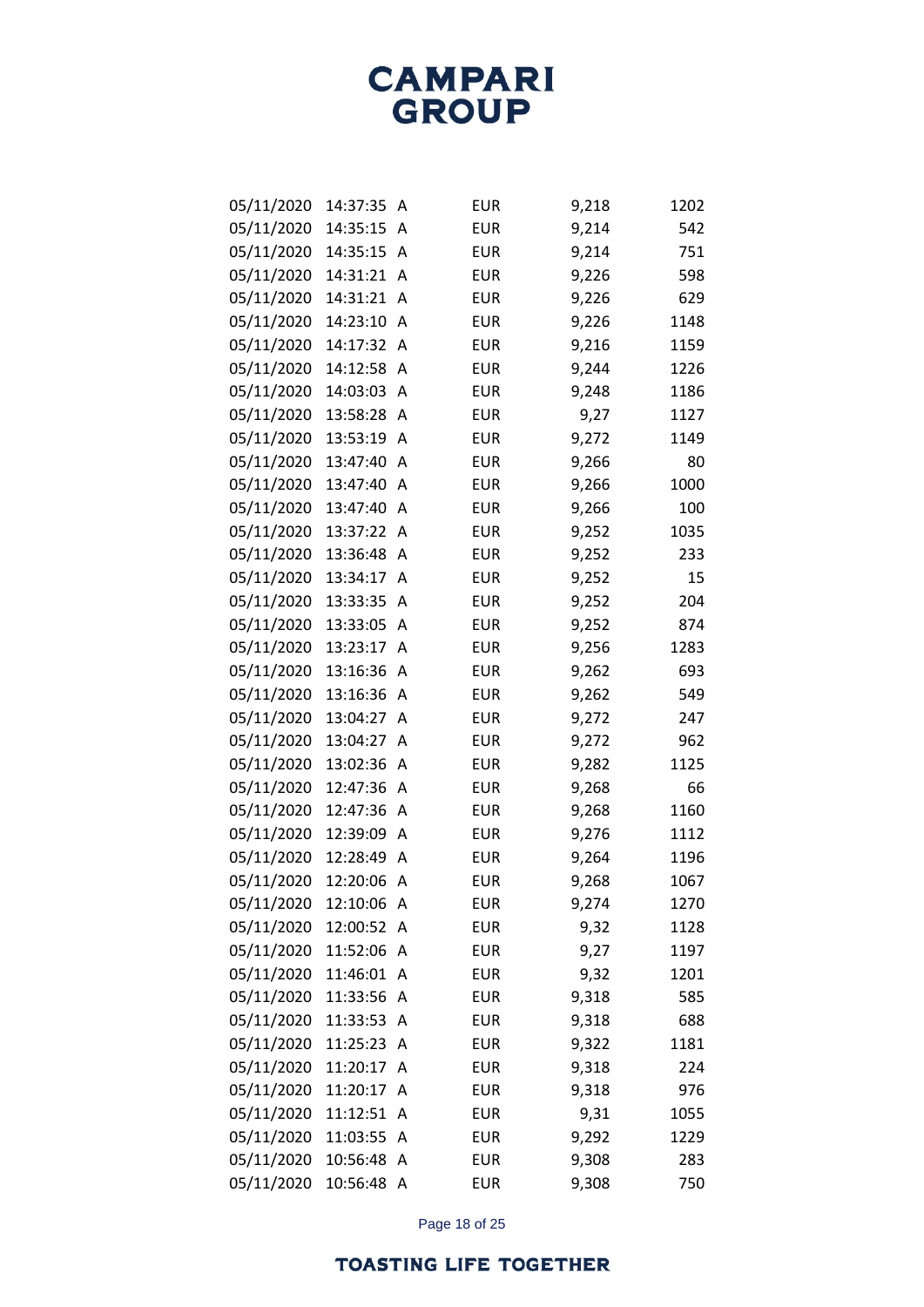| | | | | | |
|---|---|---|---|---|---|
| 05/11/2020 | 14:37:35 | A | EUR | 9,218 | 1202 |
| 05/11/2020 | 14:35:15 | A | EUR | 9,214 | 542 |
| 05/11/2020 | 14:35:15 | A | EUR | 9,214 | 751 |
| 05/11/2020 | 14:31:21 | A | EUR | 9,226 | 598 |
| 05/11/2020 | 14:31:21 | A | EUR | 9,226 | 629 |
| 05/11/2020 | 14:23:10 | A | EUR | 9,226 | 1148 |
| 05/11/2020 | 14:17:32 | A | EUR | 9,216 | 1159 |
| 05/11/2020 | 14:12:58 | A | EUR | 9,244 | 1226 |
| 05/11/2020 | 14:03:03 | A | EUR | 9,248 | 1186 |
| 05/11/2020 | 13:58:28 | A | EUR | 9,27 | 1127 |
| 05/11/2020 | 13:53:19 | A | EUR | 9,272 | 1149 |
| 05/11/2020 | 13:47:40 | A | EUR | 9,266 | 80 |
| 05/11/2020 | 13:47:40 | A | EUR | 9,266 | 1000 |
| 05/11/2020 | 13:47:40 | A | EUR | 9,266 | 100 |
| 05/11/2020 | 13:37:22 | A | EUR | 9,252 | 1035 |
| 05/11/2020 | 13:36:48 | A | EUR | 9,252 | 233 |
| 05/11/2020 | 13:34:17 | A | EUR | 9,252 | 15 |
| 05/11/2020 | 13:33:35 | A | EUR | 9,252 | 204 |
| 05/11/2020 | 13:33:05 | A | EUR | 9,252 | 874 |
| 05/11/2020 | 13:23:17 | A | EUR | 9,256 | 1283 |
| 05/11/2020 | 13:16:36 | A | EUR | 9,262 | 693 |
| 05/11/2020 | 13:16:36 | A | EUR | 9,262 | 549 |
| 05/11/2020 | 13:04:27 | A | EUR | 9,272 | 247 |
| 05/11/2020 | 13:04:27 | A | EUR | 9,272 | 962 |
| 05/11/2020 | 13:02:36 | A | EUR | 9,282 | 1125 |
| 05/11/2020 | 12:47:36 | A | EUR | 9,268 | 66 |
| 05/11/2020 | 12:47:36 | A | EUR | 9,268 | 1160 |
| 05/11/2020 | 12:39:09 | A | EUR | 9,276 | 1112 |
| 05/11/2020 | 12:28:49 | A | EUR | 9,264 | 1196 |
| 05/11/2020 | 12:20:06 | A | EUR | 9,268 | 1067 |
| 05/11/2020 | 12:10:06 | A | EUR | 9,274 | 1270 |
| 05/11/2020 | 12:00:52 | A | EUR | 9,32 | 1128 |
| 05/11/2020 | 11:52:06 | A | EUR | 9,27 | 1197 |
| 05/11/2020 | 11:46:01 | A | EUR | 9,32 | 1201 |
| 05/11/2020 | 11:33:56 | A | EUR | 9,318 | 585 |
| 05/11/2020 | 11:33:53 | A | EUR | 9,318 | 688 |
| 05/11/2020 | 11:25:23 | A | EUR | 9,322 | 1181 |
| 05/11/2020 | 11:20:17 | A | EUR | 9,318 | 224 |
| 05/11/2020 | 11:20:17 | A | EUR | 9,318 | 976 |
| 05/11/2020 | 11:12:51 | A | EUR | 9,31 | 1055 |
| 05/11/2020 | 11:03:55 | A | EUR | 9,292 | 1229 |
| 05/11/2020 | 10:56:48 | A | EUR | 9,308 | 283 |
| 05/11/2020 | 10:56:48 | A | EUR | 9,308 | 750 |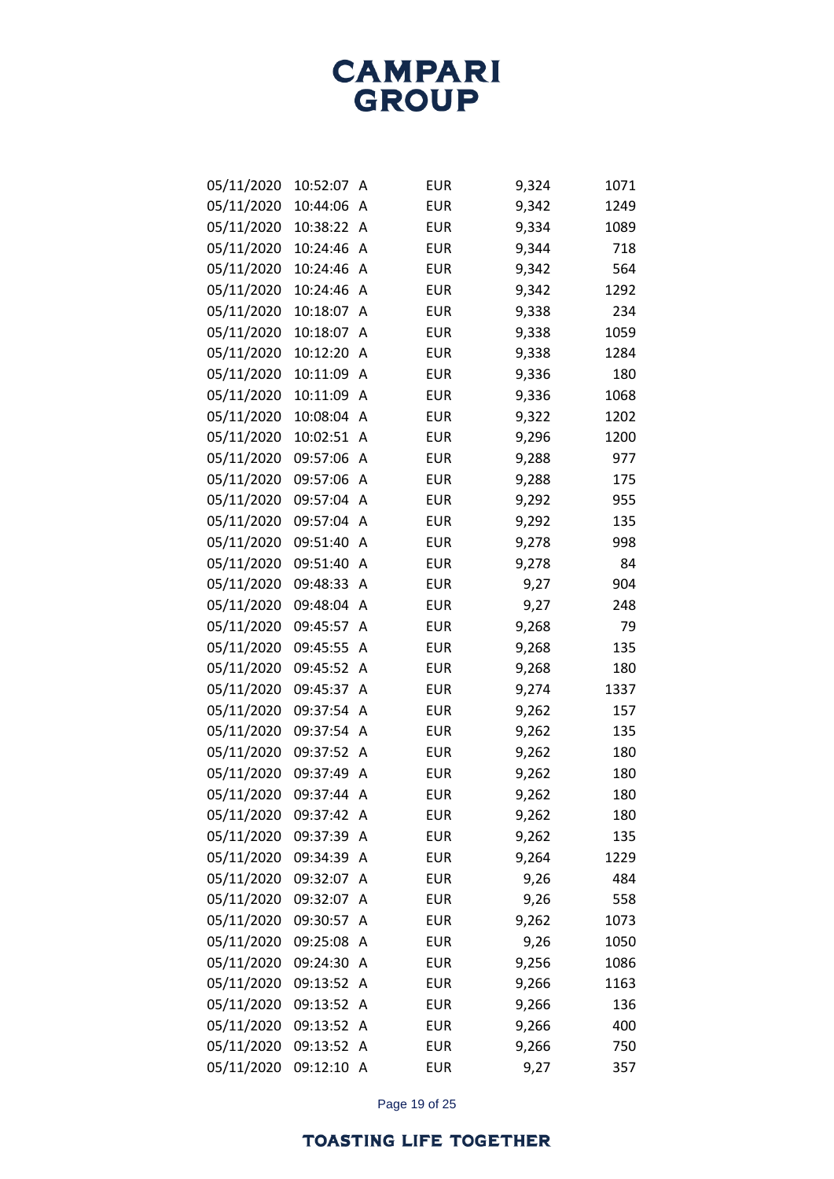| | | | | | |
|---|---|---|---|---|---|
| 05/11/2020 | 10:52:07 | A | EUR | 9,324 | 1071 |
| 05/11/2020 | 10:44:06 | A | EUR | 9,342 | 1249 |
| 05/11/2020 | 10:38:22 | A | EUR | 9,334 | 1089 |
| 05/11/2020 | 10:24:46 | A | EUR | 9,344 | 718 |
| 05/11/2020 | 10:24:46 | A | EUR | 9,342 | 564 |
| 05/11/2020 | 10:24:46 | A | EUR | 9,342 | 1292 |
| 05/11/2020 | 10:18:07 | A | EUR | 9,338 | 234 |
| 05/11/2020 | 10:18:07 | A | EUR | 9,338 | 1059 |
| 05/11/2020 | 10:12:20 | A | EUR | 9,338 | 1284 |
| 05/11/2020 | 10:11:09 | A | EUR | 9,336 | 180 |
| 05/11/2020 | 10:11:09 | A | EUR | 9,336 | 1068 |
| 05/11/2020 | 10:08:04 | A | EUR | 9,322 | 1202 |
| 05/11/2020 | 10:02:51 | A | EUR | 9,296 | 1200 |
| 05/11/2020 | 09:57:06 | A | EUR | 9,288 | 977 |
| 05/11/2020 | 09:57:06 | A | EUR | 9,288 | 175 |
| 05/11/2020 | 09:57:04 | A | EUR | 9,292 | 955 |
| 05/11/2020 | 09:57:04 | A | EUR | 9,292 | 135 |
| 05/11/2020 | 09:51:40 | A | EUR | 9,278 | 998 |
| 05/11/2020 | 09:51:40 | A | EUR | 9,278 | 84 |
| 05/11/2020 | 09:48:33 | A | EUR | 9,27 | 904 |
| 05/11/2020 | 09:48:04 | A | EUR | 9,27 | 248 |
| 05/11/2020 | 09:45:57 | A | EUR | 9,268 | 79 |
| 05/11/2020 | 09:45:55 | A | EUR | 9,268 | 135 |
| 05/11/2020 | 09:45:52 | A | EUR | 9,268 | 180 |
| 05/11/2020 | 09:45:37 | A | EUR | 9,274 | 1337 |
| 05/11/2020 | 09:37:54 | A | EUR | 9,262 | 157 |
| 05/11/2020 | 09:37:54 | A | EUR | 9,262 | 135 |
| 05/11/2020 | 09:37:52 | A | EUR | 9,262 | 180 |
| 05/11/2020 | 09:37:49 | A | EUR | 9,262 | 180 |
| 05/11/2020 | 09:37:44 | A | EUR | 9,262 | 180 |
| 05/11/2020 | 09:37:42 | A | EUR | 9,262 | 180 |
| 05/11/2020 | 09:37:39 | A | EUR | 9,262 | 135 |
| 05/11/2020 | 09:34:39 | A | EUR | 9,264 | 1229 |
| 05/11/2020 | 09:32:07 | A | EUR | 9,26 | 484 |
| 05/11/2020 | 09:32:07 | A | EUR | 9,26 | 558 |
| 05/11/2020 | 09:30:57 | A | EUR | 9,262 | 1073 |
| 05/11/2020 | 09:25:08 | A | EUR | 9,26 | 1050 |
| 05/11/2020 | 09:24:30 | A | EUR | 9,256 | 1086 |
| 05/11/2020 | 09:13:52 | A | EUR | 9,266 | 1163 |
| 05/11/2020 | 09:13:52 | A | EUR | 9,266 | 136 |
| 05/11/2020 | 09:13:52 | A | EUR | 9,266 | 400 |
| 05/11/2020 | 09:13:52 | A | EUR | 9,266 | 750 |
| 05/11/2020 | 09:12:10 | A | EUR | 9,27 | 357 |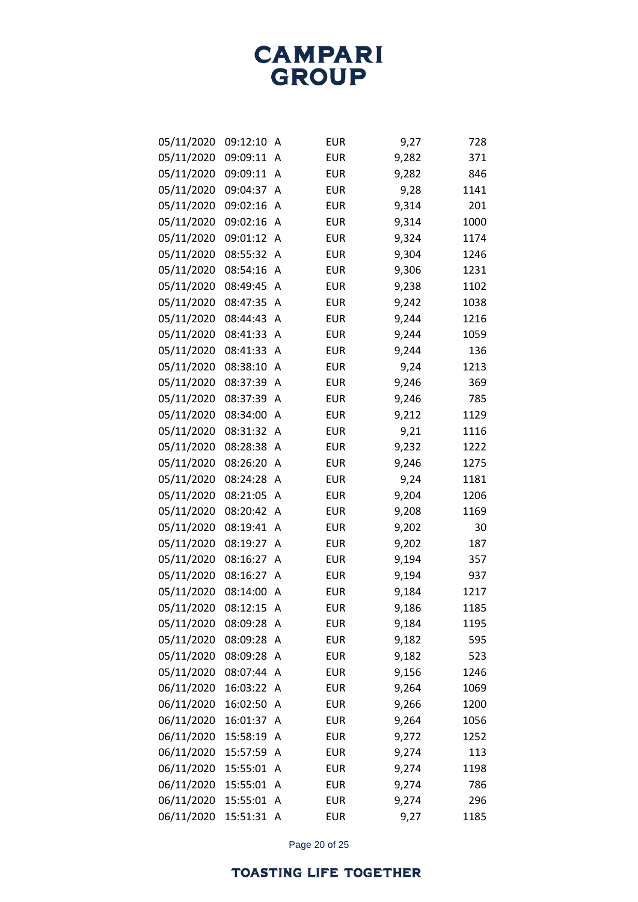| | | | | | |
|---|---|---|---|---|---|
| 05/11/2020 | 09:12:10 | A | EUR | 9,27 | 728 |
| 05/11/2020 | 09:09:11 | A | EUR | 9,282 | 371 |
| 05/11/2020 | 09:09:11 | A | EUR | 9,282 | 846 |
| 05/11/2020 | 09:04:37 | A | EUR | 9,28 | 1141 |
| 05/11/2020 | 09:02:16 | A | EUR | 9,314 | 201 |
| 05/11/2020 | 09:02:16 | A | EUR | 9,314 | 1000 |
| 05/11/2020 | 09:01:12 | A | EUR | 9,324 | 1174 |
| 05/11/2020 | 08:55:32 | A | EUR | 9,304 | 1246 |
| 05/11/2020 | 08:54:16 | A | EUR | 9,306 | 1231 |
| 05/11/2020 | 08:49:45 | A | EUR | 9,238 | 1102 |
| 05/11/2020 | 08:47:35 | A | EUR | 9,242 | 1038 |
| 05/11/2020 | 08:44:43 | A | EUR | 9,244 | 1216 |
| 05/11/2020 | 08:41:33 | A | EUR | 9,244 | 1059 |
| 05/11/2020 | 08:41:33 | A | EUR | 9,244 | 136 |
| 05/11/2020 | 08:38:10 | A | EUR | 9,24 | 1213 |
| 05/11/2020 | 08:37:39 | A | EUR | 9,246 | 369 |
| 05/11/2020 | 08:37:39 | A | EUR | 9,246 | 785 |
| 05/11/2020 | 08:34:00 | A | EUR | 9,212 | 1129 |
| 05/11/2020 | 08:31:32 | A | EUR | 9,21 | 1116 |
| 05/11/2020 | 08:28:38 | A | EUR | 9,232 | 1222 |
| 05/11/2020 | 08:26:20 | A | EUR | 9,246 | 1275 |
| 05/11/2020 | 08:24:28 | A | EUR | 9,24 | 1181 |
| 05/11/2020 | 08:21:05 | A | EUR | 9,204 | 1206 |
| 05/11/2020 | 08:20:42 | A | EUR | 9,208 | 1169 |
| 05/11/2020 | 08:19:41 | A | EUR | 9,202 | 30 |
| 05/11/2020 | 08:19:27 | A | EUR | 9,202 | 187 |
| 05/11/2020 | 08:16:27 | A | EUR | 9,194 | 357 |
| 05/11/2020 | 08:16:27 | A | EUR | 9,194 | 937 |
| 05/11/2020 | 08:14:00 | A | EUR | 9,184 | 1217 |
| 05/11/2020 | 08:12:15 | A | EUR | 9,186 | 1185 |
| 05/11/2020 | 08:09:28 | A | EUR | 9,184 | 1195 |
| 05/11/2020 | 08:09:28 | A | EUR | 9,182 | 595 |
| 05/11/2020 | 08:09:28 | A | EUR | 9,182 | 523 |
| 05/11/2020 | 08:07:44 | A | EUR | 9,156 | 1246 |
| 06/11/2020 | 16:03:22 | A | EUR | 9,264 | 1069 |
| 06/11/2020 | 16:02:50 | A | EUR | 9,266 | 1200 |
| 06/11/2020 | 16:01:37 | A | EUR | 9,264 | 1056 |
| 06/11/2020 | 15:58:19 | A | EUR | 9,272 | 1252 |
| 06/11/2020 | 15:57:59 | A | EUR | 9,274 | 113 |
| 06/11/2020 | 15:55:01 | A | EUR | 9,274 | 1198 |
| 06/11/2020 | 15:55:01 | A | EUR | 9,274 | 786 |
| 06/11/2020 | 15:55:01 | A | EUR | 9,274 | 296 |
| 06/11/2020 | 15:51:31 | A | EUR | 9,27 | 1185 |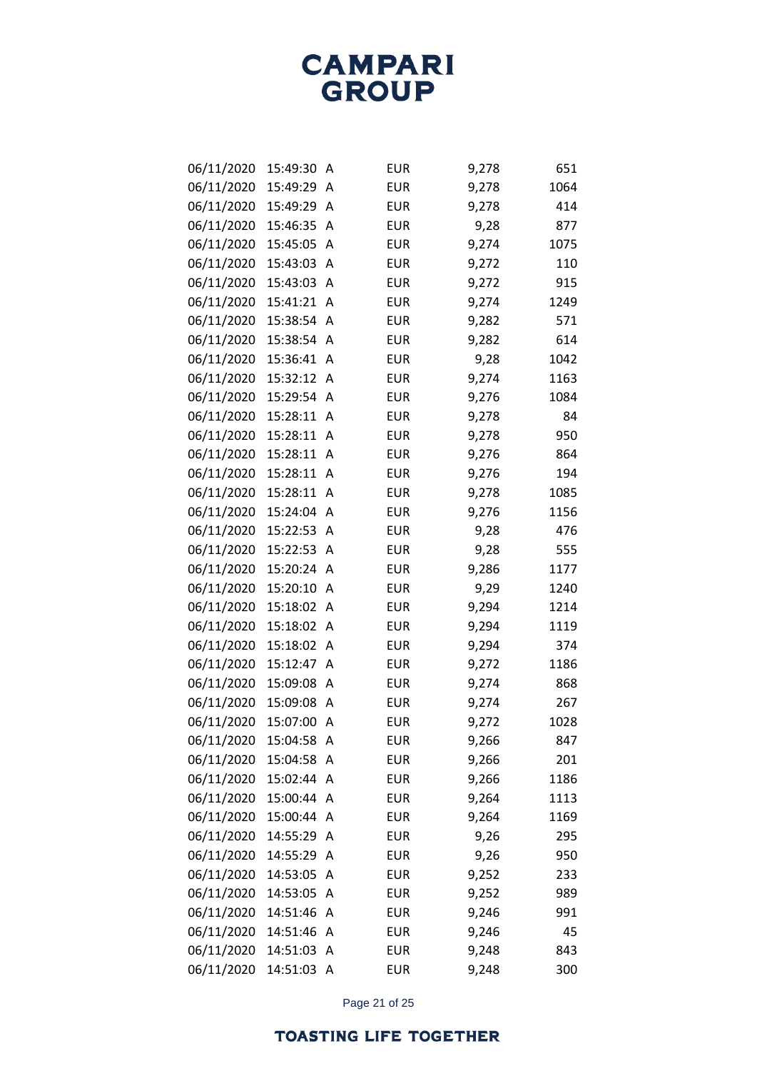| | | | | | |
|---|---|---|---|---|---|
| 06/11/2020 | 15:49:30 | A | EUR | 9,278 | 651 |
| 06/11/2020 | 15:49:29 | A | EUR | 9,278 | 1064 |
| 06/11/2020 | 15:49:29 | A | EUR | 9,278 | 414 |
| 06/11/2020 | 15:46:35 | A | EUR | 9,28 | 877 |
| 06/11/2020 | 15:45:05 | A | EUR | 9,274 | 1075 |
| 06/11/2020 | 15:43:03 | A | EUR | 9,272 | 110 |
| 06/11/2020 | 15:43:03 | A | EUR | 9,272 | 915 |
| 06/11/2020 | 15:41:21 | A | EUR | 9,274 | 1249 |
| 06/11/2020 | 15:38:54 | A | EUR | 9,282 | 571 |
| 06/11/2020 | 15:38:54 | A | EUR | 9,282 | 614 |
| 06/11/2020 | 15:36:41 | A | EUR | 9,28 | 1042 |
| 06/11/2020 | 15:32:12 | A | EUR | 9,274 | 1163 |
| 06/11/2020 | 15:29:54 | A | EUR | 9,276 | 1084 |
| 06/11/2020 | 15:28:11 | A | EUR | 9,278 | 84 |
| 06/11/2020 | 15:28:11 | A | EUR | 9,278 | 950 |
| 06/11/2020 | 15:28:11 | A | EUR | 9,276 | 864 |
| 06/11/2020 | 15:28:11 | A | EUR | 9,276 | 194 |
| 06/11/2020 | 15:28:11 | A | EUR | 9,278 | 1085 |
| 06/11/2020 | 15:24:04 | A | EUR | 9,276 | 1156 |
| 06/11/2020 | 15:22:53 | A | EUR | 9,28 | 476 |
| 06/11/2020 | 15:22:53 | A | EUR | 9,28 | 555 |
| 06/11/2020 | 15:20:24 | A | EUR | 9,286 | 1177 |
| 06/11/2020 | 15:20:10 | A | EUR | 9,29 | 1240 |
| 06/11/2020 | 15:18:02 | A | EUR | 9,294 | 1214 |
| 06/11/2020 | 15:18:02 | A | EUR | 9,294 | 1119 |
| 06/11/2020 | 15:18:02 | A | EUR | 9,294 | 374 |
| 06/11/2020 | 15:12:47 | A | EUR | 9,272 | 1186 |
| 06/11/2020 | 15:09:08 | A | EUR | 9,274 | 868 |
| 06/11/2020 | 15:09:08 | A | EUR | 9,274 | 267 |
| 06/11/2020 | 15:07:00 | A | EUR | 9,272 | 1028 |
| 06/11/2020 | 15:04:58 | A | EUR | 9,266 | 847 |
| 06/11/2020 | 15:04:58 | A | EUR | 9,266 | 201 |
| 06/11/2020 | 15:02:44 | A | EUR | 9,266 | 1186 |
| 06/11/2020 | 15:00:44 | A | EUR | 9,264 | 1113 |
| 06/11/2020 | 15:00:44 | A | EUR | 9,264 | 1169 |
| 06/11/2020 | 14:55:29 | A | EUR | 9,26 | 295 |
| 06/11/2020 | 14:55:29 | A | EUR | 9,26 | 950 |
| 06/11/2020 | 14:53:05 | A | EUR | 9,252 | 233 |
| 06/11/2020 | 14:53:05 | A | EUR | 9,252 | 989 |
| 06/11/2020 | 14:51:46 | A | EUR | 9,246 | 991 |
| 06/11/2020 | 14:51:46 | A | EUR | 9,246 | 45 |
| 06/11/2020 | 14:51:03 | A | EUR | 9,248 | 843 |
| 06/11/2020 | 14:51:03 | A | EUR | 9,248 | 300 |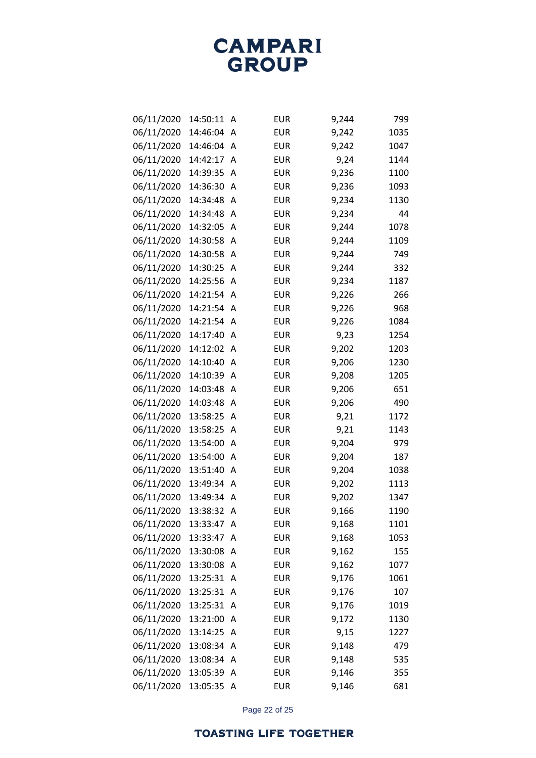| | | | | | |
|---|---|---|---|---|---|
| 06/11/2020 | 14:50:11 | A | EUR | 9,244 | 799 |
| 06/11/2020 | 14:46:04 | A | EUR | 9,242 | 1035 |
| 06/11/2020 | 14:46:04 | A | EUR | 9,242 | 1047 |
| 06/11/2020 | 14:42:17 | A | EUR | 9,24 | 1144 |
| 06/11/2020 | 14:39:35 | A | EUR | 9,236 | 1100 |
| 06/11/2020 | 14:36:30 | A | EUR | 9,236 | 1093 |
| 06/11/2020 | 14:34:48 | A | EUR | 9,234 | 1130 |
| 06/11/2020 | 14:34:48 | A | EUR | 9,234 | 44 |
| 06/11/2020 | 14:32:05 | A | EUR | 9,244 | 1078 |
| 06/11/2020 | 14:30:58 | A | EUR | 9,244 | 1109 |
| 06/11/2020 | 14:30:58 | A | EUR | 9,244 | 749 |
| 06/11/2020 | 14:30:25 | A | EUR | 9,244 | 332 |
| 06/11/2020 | 14:25:56 | A | EUR | 9,234 | 1187 |
| 06/11/2020 | 14:21:54 | A | EUR | 9,226 | 266 |
| 06/11/2020 | 14:21:54 | A | EUR | 9,226 | 968 |
| 06/11/2020 | 14:21:54 | A | EUR | 9,226 | 1084 |
| 06/11/2020 | 14:17:40 | A | EUR | 9,23 | 1254 |
| 06/11/2020 | 14:12:02 | A | EUR | 9,202 | 1203 |
| 06/11/2020 | 14:10:40 | A | EUR | 9,206 | 1230 |
| 06/11/2020 | 14:10:39 | A | EUR | 9,208 | 1205 |
| 06/11/2020 | 14:03:48 | A | EUR | 9,206 | 651 |
| 06/11/2020 | 14:03:48 | A | EUR | 9,206 | 490 |
| 06/11/2020 | 13:58:25 | A | EUR | 9,21 | 1172 |
| 06/11/2020 | 13:58:25 | A | EUR | 9,21 | 1143 |
| 06/11/2020 | 13:54:00 | A | EUR | 9,204 | 979 |
| 06/11/2020 | 13:54:00 | A | EUR | 9,204 | 187 |
| 06/11/2020 | 13:51:40 | A | EUR | 9,204 | 1038 |
| 06/11/2020 | 13:49:34 | A | EUR | 9,202 | 1113 |
| 06/11/2020 | 13:49:34 | A | EUR | 9,202 | 1347 |
| 06/11/2020 | 13:38:32 | A | EUR | 9,166 | 1190 |
| 06/11/2020 | 13:33:47 | A | EUR | 9,168 | 1101 |
| 06/11/2020 | 13:33:47 | A | EUR | 9,168 | 1053 |
| 06/11/2020 | 13:30:08 | A | EUR | 9,162 | 155 |
| 06/11/2020 | 13:30:08 | A | EUR | 9,162 | 1077 |
| 06/11/2020 | 13:25:31 | A | EUR | 9,176 | 1061 |
| 06/11/2020 | 13:25:31 | A | EUR | 9,176 | 107 |
| 06/11/2020 | 13:25:31 | A | EUR | 9,176 | 1019 |
| 06/11/2020 | 13:21:00 | A | EUR | 9,172 | 1130 |
| 06/11/2020 | 13:14:25 | A | EUR | 9,15 | 1227 |
| 06/11/2020 | 13:08:34 | A | EUR | 9,148 | 479 |
| 06/11/2020 | 13:08:34 | A | EUR | 9,148 | 535 |
| 06/11/2020 | 13:05:39 | A | EUR | 9,146 | 355 |
| 06/11/2020 | 13:05:35 | A | EUR | 9,146 | 681 |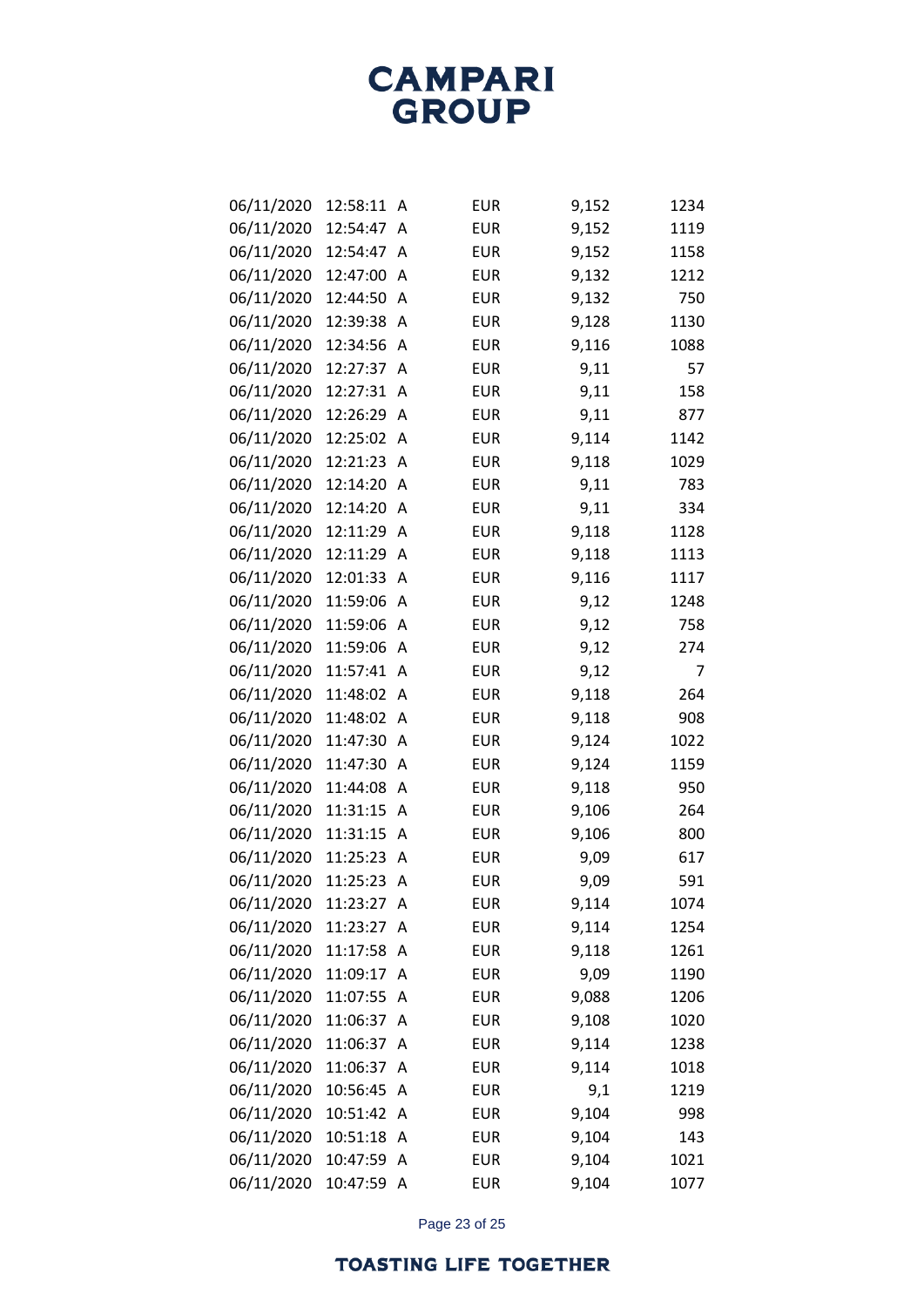| | | | | | |
|---|---|---|---|---|---|
| 06/11/2020 | 12:58:11 | A | EUR | 9,152 | 1234 |
| 06/11/2020 | 12:54:47 | A | EUR | 9,152 | 1119 |
| 06/11/2020 | 12:54:47 | A | EUR | 9,152 | 1158 |
| 06/11/2020 | 12:47:00 | A | EUR | 9,132 | 1212 |
| 06/11/2020 | 12:44:50 | A | EUR | 9,132 | 750 |
| 06/11/2020 | 12:39:38 | A | EUR | 9,128 | 1130 |
| 06/11/2020 | 12:34:56 | A | EUR | 9,116 | 1088 |
| 06/11/2020 | 12:27:37 | A | EUR | 9,11 | 57 |
| 06/11/2020 | 12:27:31 | A | EUR | 9,11 | 158 |
| 06/11/2020 | 12:26:29 | A | EUR | 9,11 | 877 |
| 06/11/2020 | 12:25:02 | A | EUR | 9,114 | 1142 |
| 06/11/2020 | 12:21:23 | A | EUR | 9,118 | 1029 |
| 06/11/2020 | 12:14:20 | A | EUR | 9,11 | 783 |
| 06/11/2020 | 12:14:20 | A | EUR | 9,11 | 334 |
| 06/11/2020 | 12:11:29 | A | EUR | 9,118 | 1128 |
| 06/11/2020 | 12:11:29 | A | EUR | 9,118 | 1113 |
| 06/11/2020 | 12:01:33 | A | EUR | 9,116 | 1117 |
| 06/11/2020 | 11:59:06 | A | EUR | 9,12 | 1248 |
| 06/11/2020 | 11:59:06 | A | EUR | 9,12 | 758 |
| 06/11/2020 | 11:59:06 | A | EUR | 9,12 | 274 |
| 06/11/2020 | 11:57:41 | A | EUR | 9,12 | 7 |
| 06/11/2020 | 11:48:02 | A | EUR | 9,118 | 264 |
| 06/11/2020 | 11:48:02 | A | EUR | 9,118 | 908 |
| 06/11/2020 | 11:47:30 | A | EUR | 9,124 | 1022 |
| 06/11/2020 | 11:47:30 | A | EUR | 9,124 | 1159 |
| 06/11/2020 | 11:44:08 | A | EUR | 9,118 | 950 |
| 06/11/2020 | 11:31:15 | A | EUR | 9,106 | 264 |
| 06/11/2020 | 11:31:15 | A | EUR | 9,106 | 800 |
| 06/11/2020 | 11:25:23 | A | EUR | 9,09 | 617 |
| 06/11/2020 | 11:25:23 | A | EUR | 9,09 | 591 |
| 06/11/2020 | 11:23:27 | A | EUR | 9,114 | 1074 |
| 06/11/2020 | 11:23:27 | A | EUR | 9,114 | 1254 |
| 06/11/2020 | 11:17:58 | A | EUR | 9,118 | 1261 |
| 06/11/2020 | 11:09:17 | A | EUR | 9,09 | 1190 |
| 06/11/2020 | 11:07:55 | A | EUR | 9,088 | 1206 |
| 06/11/2020 | 11:06:37 | A | EUR | 9,108 | 1020 |
| 06/11/2020 | 11:06:37 | A | EUR | 9,114 | 1238 |
| 06/11/2020 | 11:06:37 | A | EUR | 9,114 | 1018 |
| 06/11/2020 | 10:56:45 | A | EUR | 9,1 | 1219 |
| 06/11/2020 | 10:51:42 | A | EUR | 9,104 | 998 |
| 06/11/2020 | 10:51:18 | A | EUR | 9,104 | 143 |
| 06/11/2020 | 10:47:59 | A | EUR | 9,104 | 1021 |
| 06/11/2020 | 10:47:59 | A | EUR | 9,104 | 1077 |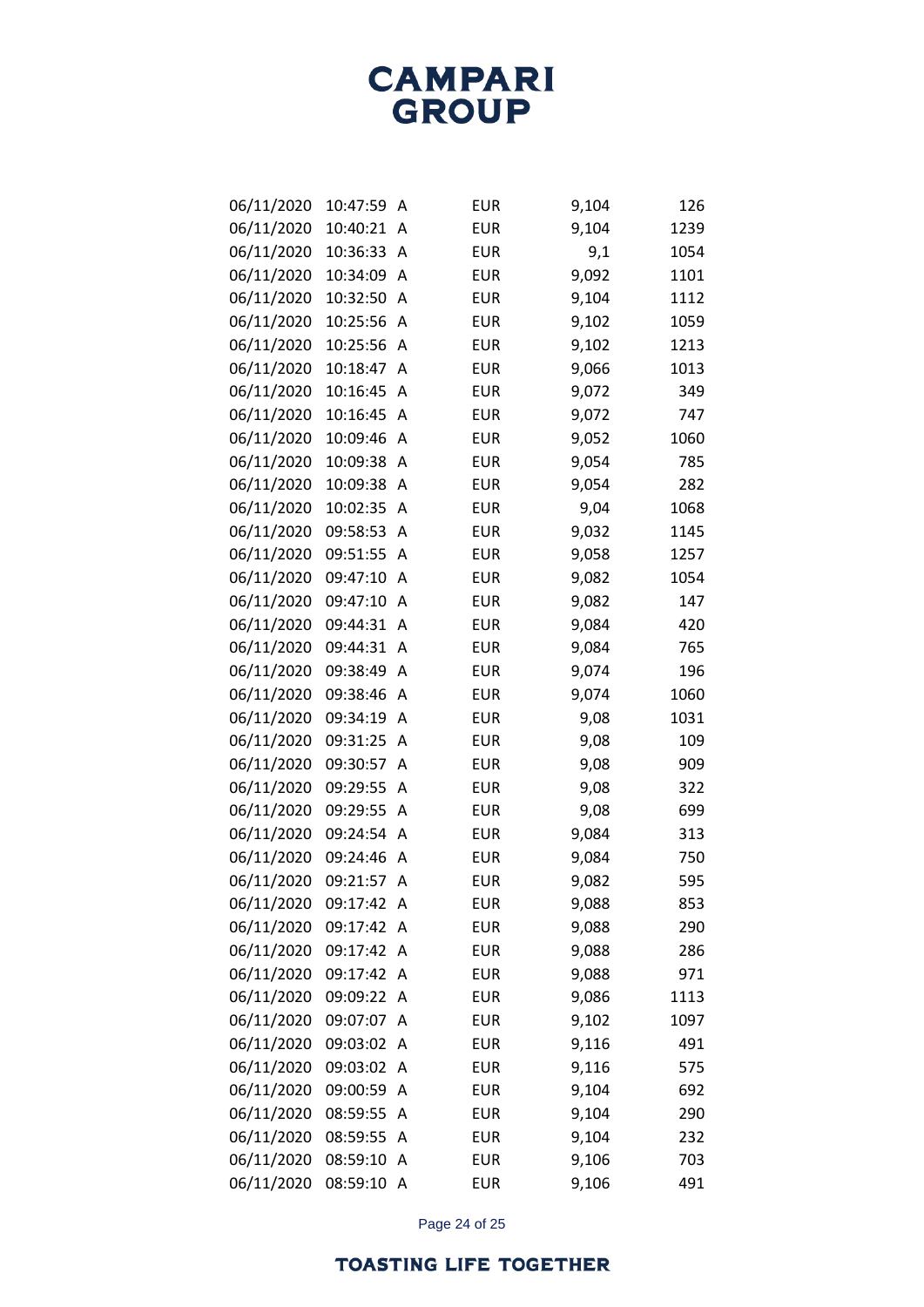# CAMPARI GROUP

| | | | | | |
|---|---|---|---|---|---|
| 06/11/2020 | 10:47:59 | A | EUR | 9,104 | 126 |
| 06/11/2020 | 10:40:21 | A | EUR | 9,104 | 1239 |
| 06/11/2020 | 10:36:33 | A | EUR | 9,1 | 1054 |
| 06/11/2020 | 10:34:09 | A | EUR | 9,092 | 1101 |
| 06/11/2020 | 10:32:50 | A | EUR | 9,104 | 1112 |
| 06/11/2020 | 10:25:56 | A | EUR | 9,102 | 1059 |
| 06/11/2020 | 10:25:56 | A | EUR | 9,102 | 1213 |
| 06/11/2020 | 10:18:47 | A | EUR | 9,066 | 1013 |
| 06/11/2020 | 10:16:45 | A | EUR | 9,072 | 349 |
| 06/11/2020 | 10:16:45 | A | EUR | 9,072 | 747 |
| 06/11/2020 | 10:09:46 | A | EUR | 9,052 | 1060 |
| 06/11/2020 | 10:09:38 | A | EUR | 9,054 | 785 |
| 06/11/2020 | 10:09:38 | A | EUR | 9,054 | 282 |
| 06/11/2020 | 10:02:35 | A | EUR | 9,04 | 1068 |
| 06/11/2020 | 09:58:53 | A | EUR | 9,032 | 1145 |
| 06/11/2020 | 09:51:55 | A | EUR | 9,058 | 1257 |
| 06/11/2020 | 09:47:10 | A | EUR | 9,082 | 1054 |
| 06/11/2020 | 09:47:10 | A | EUR | 9,082 | 147 |
| 06/11/2020 | 09:44:31 | A | EUR | 9,084 | 420 |
| 06/11/2020 | 09:44:31 | A | EUR | 9,084 | 765 |
| 06/11/2020 | 09:38:49 | A | EUR | 9,074 | 196 |
| 06/11/2020 | 09:38:46 | A | EUR | 9,074 | 1060 |
| 06/11/2020 | 09:34:19 | A | EUR | 9,08 | 1031 |
| 06/11/2020 | 09:31:25 | A | EUR | 9,08 | 109 |
| 06/11/2020 | 09:30:57 | A | EUR | 9,08 | 909 |
| 06/11/2020 | 09:29:55 | A | EUR | 9,08 | 322 |
| 06/11/2020 | 09:29:55 | A | EUR | 9,08 | 699 |
| 06/11/2020 | 09:24:54 | A | EUR | 9,084 | 313 |
| 06/11/2020 | 09:24:46 | A | EUR | 9,084 | 750 |
| 06/11/2020 | 09:21:57 | A | EUR | 9,082 | 595 |
| 06/11/2020 | 09:17:42 | A | EUR | 9,088 | 853 |
| 06/11/2020 | 09:17:42 | A | EUR | 9,088 | 290 |
| 06/11/2020 | 09:17:42 | A | EUR | 9,088 | 286 |
| 06/11/2020 | 09:17:42 | A | EUR | 9,088 | 971 |
| 06/11/2020 | 09:09:22 | A | EUR | 9,086 | 1113 |
| 06/11/2020 | 09:07:07 | A | EUR | 9,102 | 1097 |
| 06/11/2020 | 09:03:02 | A | EUR | 9,116 | 491 |
| 06/11/2020 | 09:03:02 | A | EUR | 9,116 | 575 |
| 06/11/2020 | 09:00:59 | A | EUR | 9,104 | 692 |
| 06/11/2020 | 08:59:55 | A | EUR | 9,104 | 290 |
| 06/11/2020 | 08:59:55 | A | EUR | 9,104 | 232 |
| 06/11/2020 | 08:59:10 | A | EUR | 9,106 | 703 |
| 06/11/2020 | 08:59:10 | A | EUR | 9,106 | 491 |

TOASTING LIFE TOGETHER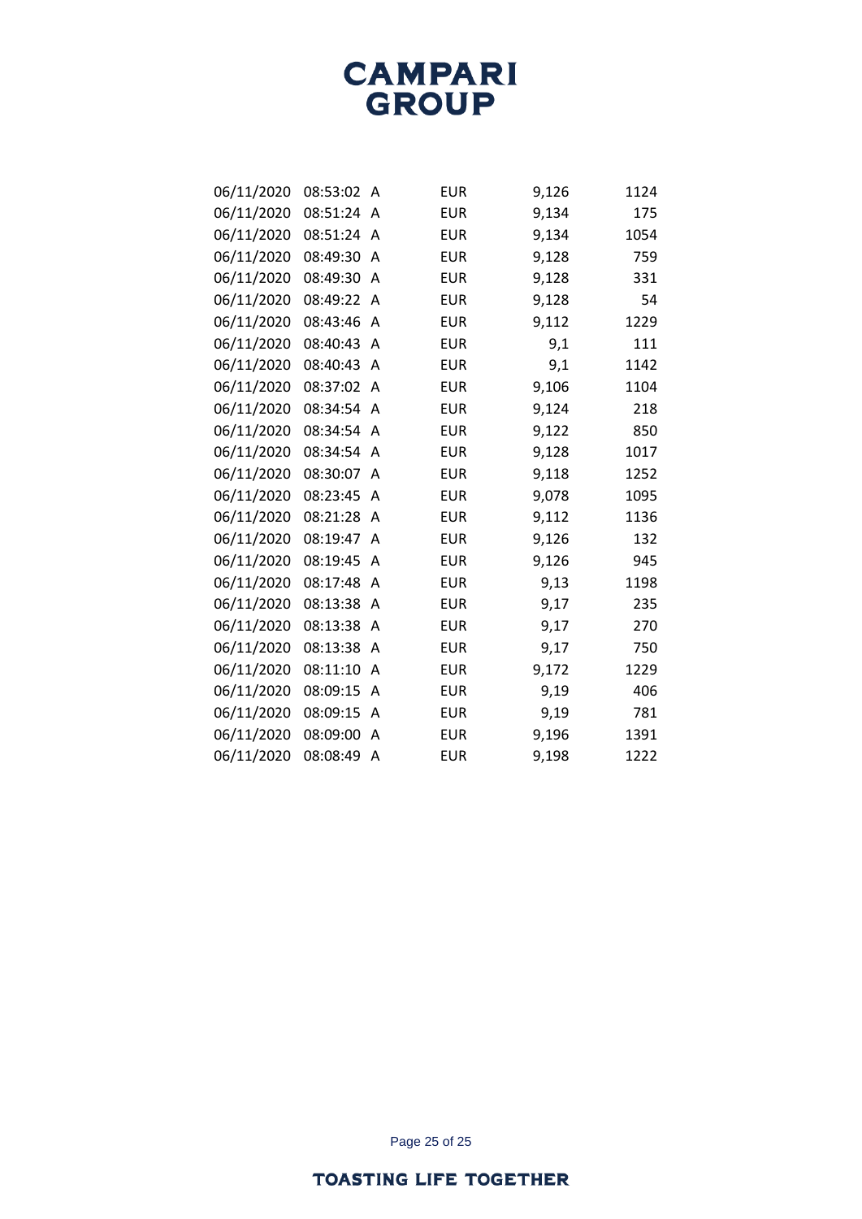| | | | | | |
|---|---|---|---|---|---|
| 06/11/2020 | 08:53:02 | A | EUR | 9,126 | 1124 |
| 06/11/2020 | 08:51:24 | A | EUR | 9,134 | 175 |
| 06/11/2020 | 08:51:24 | A | EUR | 9,134 | 1054 |
| 06/11/2020 | 08:49:30 | A | EUR | 9,128 | 759 |
| 06/11/2020 | 08:49:30 | A | EUR | 9,128 | 331 |
| 06/11/2020 | 08:49:22 | A | EUR | 9,128 | 54 |
| 06/11/2020 | 08:43:46 | A | EUR | 9,112 | 1229 |
| 06/11/2020 | 08:40:43 | A | EUR | 9,1 | 111 |
| 06/11/2020 | 08:40:43 | A | EUR | 9,1 | 1142 |
| 06/11/2020 | 08:37:02 | A | EUR | 9,106 | 1104 |
| 06/11/2020 | 08:34:54 | A | EUR | 9,124 | 218 |
| 06/11/2020 | 08:34:54 | A | EUR | 9,122 | 850 |
| 06/11/2020 | 08:34:54 | A | EUR | 9,128 | 1017 |
| 06/11/2020 | 08:30:07 | A | EUR | 9,118 | 1252 |
| 06/11/2020 | 08:23:45 | A | EUR | 9,078 | 1095 |
| 06/11/2020 | 08:21:28 | A | EUR | 9,112 | 1136 |
| 06/11/2020 | 08:19:47 | A | EUR | 9,126 | 132 |
| 06/11/2020 | 08:19:45 | A | EUR | 9,126 | 945 |
| 06/11/2020 | 08:17:48 | A | EUR | 9,13 | 1198 |
| 06/11/2020 | 08:13:38 | A | EUR | 9,17 | 235 |
| 06/11/2020 | 08:13:38 | A | EUR | 9,17 | 270 |
| 06/11/2020 | 08:13:38 | A | EUR | 9,17 | 750 |
| 06/11/2020 | 08:11:10 | A | EUR | 9,172 | 1229 |
| 06/11/2020 | 08:09:15 | A | EUR | 9,19 | 406 |
| 06/11/2020 | 08:09:15 | A | EUR | 9,19 | 781 |
| 06/11/2020 | 08:09:00 | A | EUR | 9,196 | 1391 |
| 06/11/2020 | 08:08:49 | A | EUR | 9,198 | 1222 |